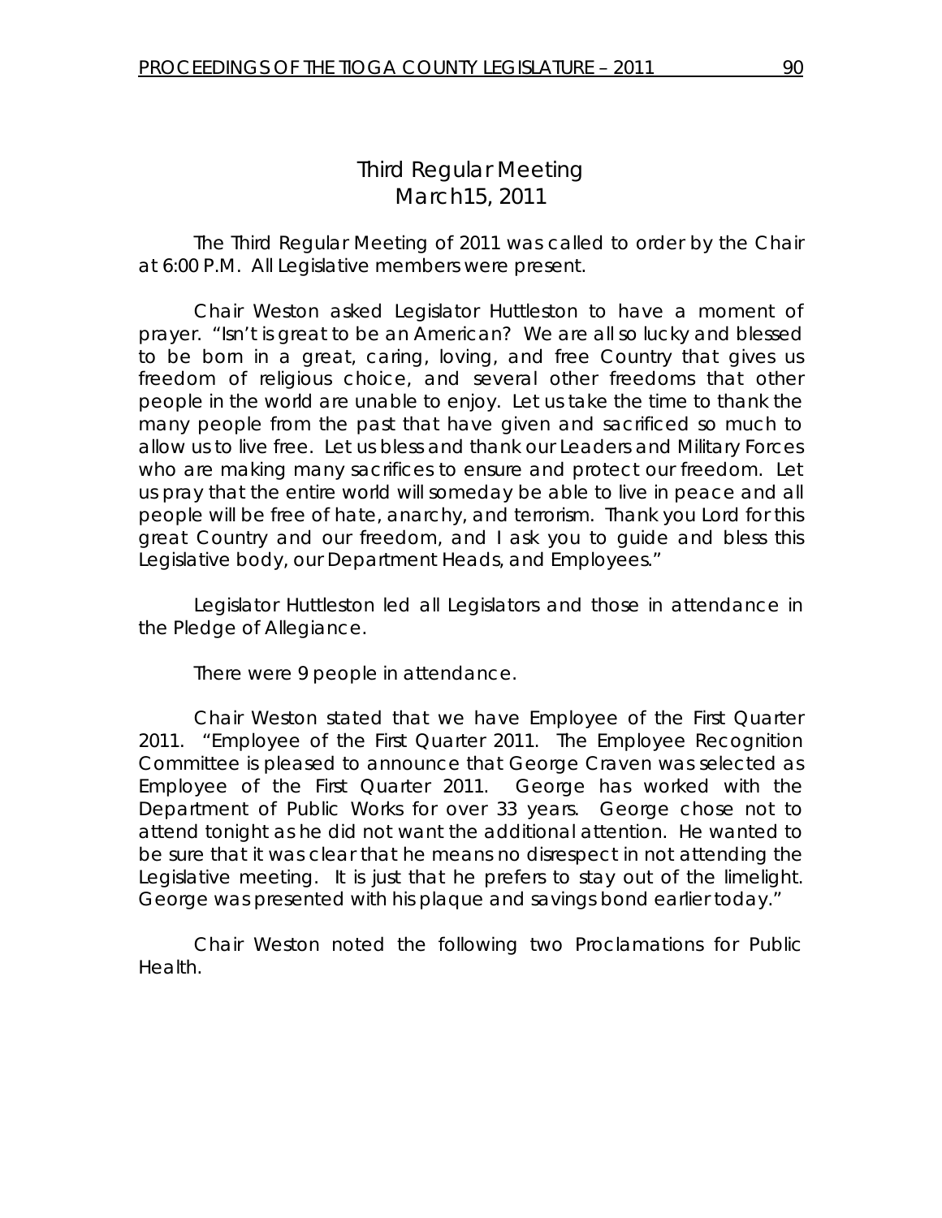# Third Regular Meeting
## March15, 2011

The Third Regular Meeting of 2011 was called to order by the Chair at 6:00 P.M. All Legislative members were present.

Chair Weston asked Legislator Huttleston to have a moment of prayer. "Isn't is great to be an American? We are all so lucky and blessed to be born in a great, caring, loving, and free Country that gives us freedom of religious choice, and several other freedoms that other people in the world are unable to enjoy. Let us take the time to thank the many people from the past that have given and sacrificed so much to allow us to live free. Let us bless and thank our Leaders and Military Forces who are making many sacrifices to ensure and protect our freedom. Let us pray that the entire world will someday be able to live in peace and all people will be free of hate, anarchy, and terrorism. Thank you Lord for this great Country and our freedom, and I ask you to guide and bless this Legislative body, our Department Heads, and Employees."

Legislator Huttleston led all Legislators and those in attendance in the Pledge of Allegiance.

There were 9 people in attendance.

Chair Weston stated that we have Employee of the First Quarter 2011. "Employee of the First Quarter 2011. The Employee Recognition Committee is pleased to announce that George Craven was selected as Employee of the First Quarter 2011. George has worked with the Department of Public Works for over 33 years. George chose not to attend tonight as he did not want the additional attention. He wanted to be sure that it was clear that he means no disrespect in not attending the Legislative meeting. It is just that he prefers to stay out of the limelight. George was presented with his plaque and savings bond earlier today."

Chair Weston noted the following two Proclamations for Public Health.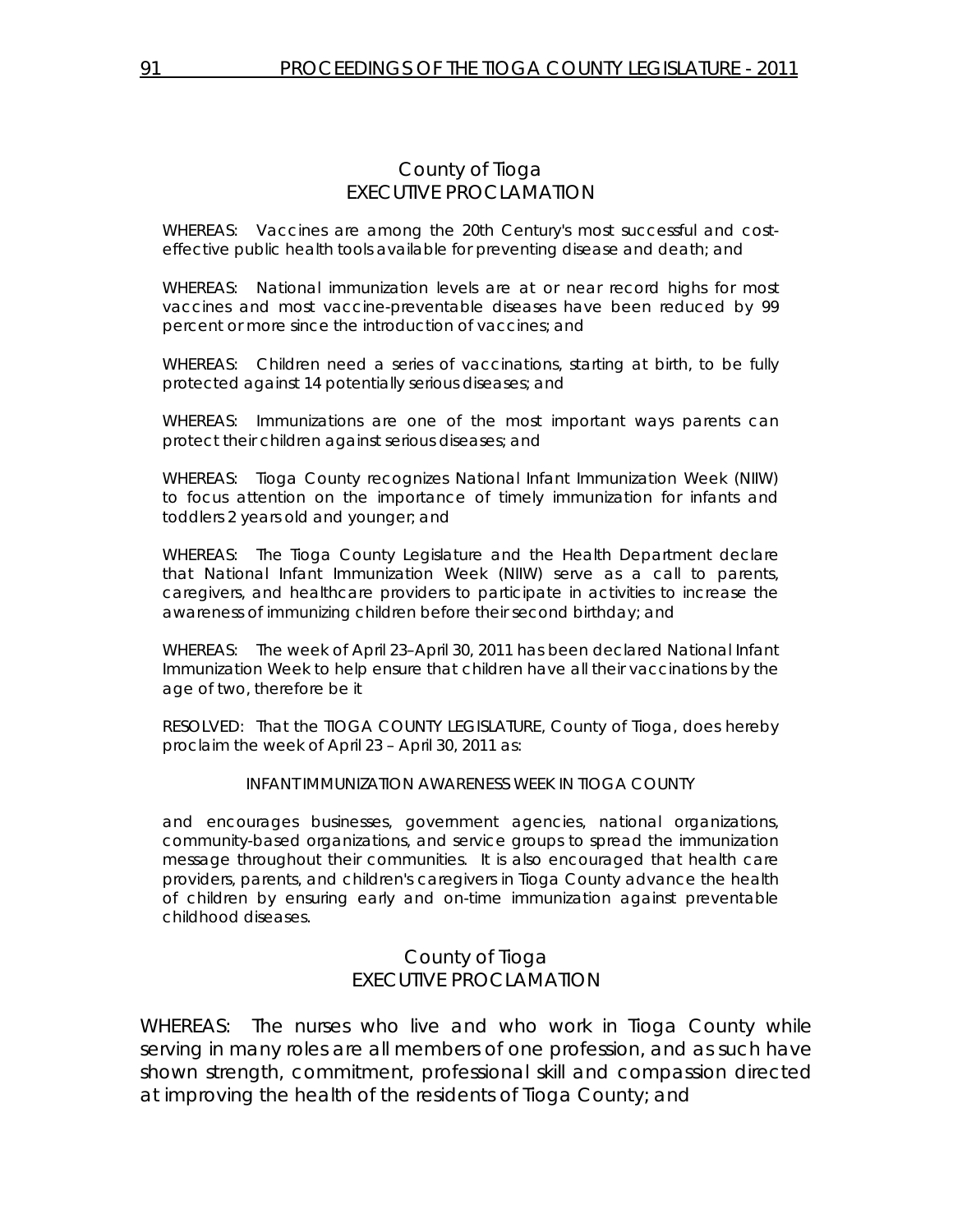## County of Tioga
## EXECUTIVE PROCLAMATION

WHEREAS: Vaccines are among the 20th Century's most successful and cost-effective public health tools available for preventing disease and death; and

WHEREAS: National immunization levels are at or near record highs for most vaccines and most vaccine-preventable diseases have been reduced by 99 percent or more since the introduction of vaccines; and

WHEREAS: Children need a series of vaccinations, starting at birth, to be fully protected against 14 potentially serious diseases; and

WHEREAS: Immunizations are one of the most important ways parents can protect their children against serious diseases; and

WHEREAS: Tioga County recognizes National Infant Immunization Week (NIIW) to focus attention on the importance of timely immunization for infants and toddlers 2 years old and younger; and

WHEREAS: The Tioga County Legislature and the Health Department declare that National Infant Immunization Week (NIIW) serve as a call to parents, caregivers, and healthcare providers to participate in activities to increase the awareness of immunizing children before their second birthday; and

WHEREAS: The week of April 23–April 30, 2011 has been declared National Infant Immunization Week to help ensure that children have all their vaccinations by the age of two, therefore be it

RESOLVED: That the TIOGA COUNTY LEGISLATURE, County of Tioga, does hereby proclaim the week of April 23 – April 30, 2011 as:

INFANT IMMUNIZATION AWARENESS WEEK IN TIOGA COUNTY

and encourages businesses, government agencies, national organizations, community-based organizations, and service groups to spread the immunization message throughout their communities. It is also encouraged that health care providers, parents, and children's caregivers in Tioga County advance the health of children by ensuring early and on-time immunization against preventable childhood diseases.

## County of Tioga
## EXECUTIVE PROCLAMATION

WHEREAS: The nurses who live and who work in Tioga County while serving in many roles are all members of one profession, and as such have shown strength, commitment, professional skill and compassion directed at improving the health of the residents of Tioga County; and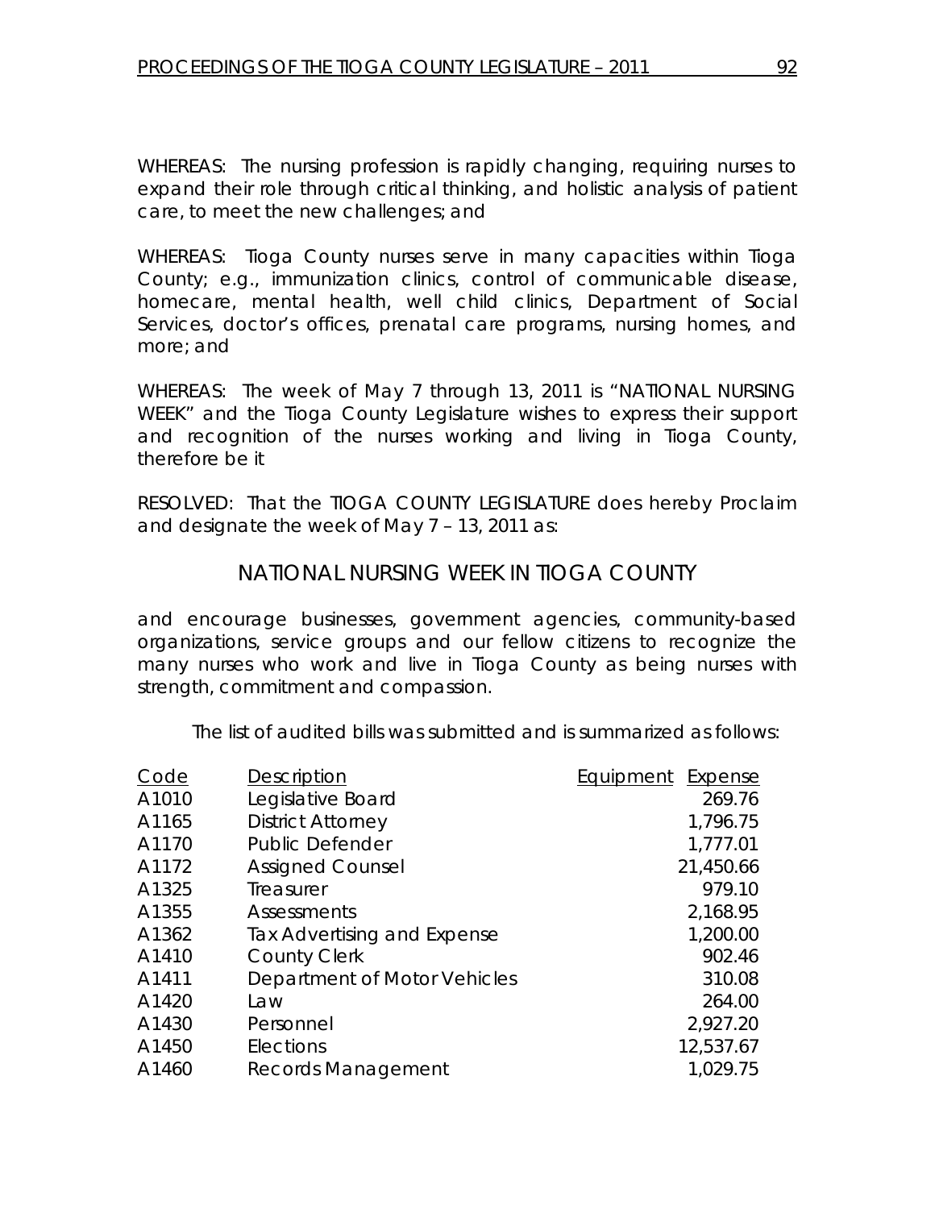WHEREAS: The nursing profession is rapidly changing, requiring nurses to expand their role through critical thinking, and holistic analysis of patient care, to meet the new challenges; and

WHEREAS: Tioga County nurses serve in many capacities within Tioga County; e.g., immunization clinics, control of communicable disease, homecare, mental health, well child clinics, Department of Social Services, doctor's offices, prenatal care programs, nursing homes, and more; and

WHEREAS: The week of May 7 through 13, 2011 is "NATIONAL NURSING WEEK" and the Tioga County Legislature wishes to express their support and recognition of the nurses working and living in Tioga County, therefore be it

RESOLVED: That the TIOGA COUNTY LEGISLATURE does hereby Proclaim and designate the week of May 7 – 13, 2011 as:

NATIONAL NURSING WEEK IN TIOGA COUNTY

and encourage businesses, government agencies, community-based organizations, service groups and our fellow citizens to recognize the many nurses who work and live in Tioga County as being nurses with strength, commitment and compassion.

The list of audited bills was submitted and is summarized as follows:

| Code | Description | Equipment | Expense |
|---|---|---|---|
| A1010 | Legislative Board | | 269.76 |
| A1165 | District Attorney | | 1,796.75 |
| A1170 | Public Defender | | 1,777.01 |
| A1172 | Assigned Counsel | | 21,450.66 |
| A1325 | Treasurer | | 979.10 |
| A1355 | Assessments | | 2,168.95 |
| A1362 | Tax Advertising and Expense | | 1,200.00 |
| A1410 | County Clerk | | 902.46 |
| A1411 | Department of Motor Vehicles | | 310.08 |
| A1420 | Law | | 264.00 |
| A1430 | Personnel | | 2,927.20 |
| A1450 | Elections | | 12,537.67 |
| A1460 | Records Management | | 1,029.75 |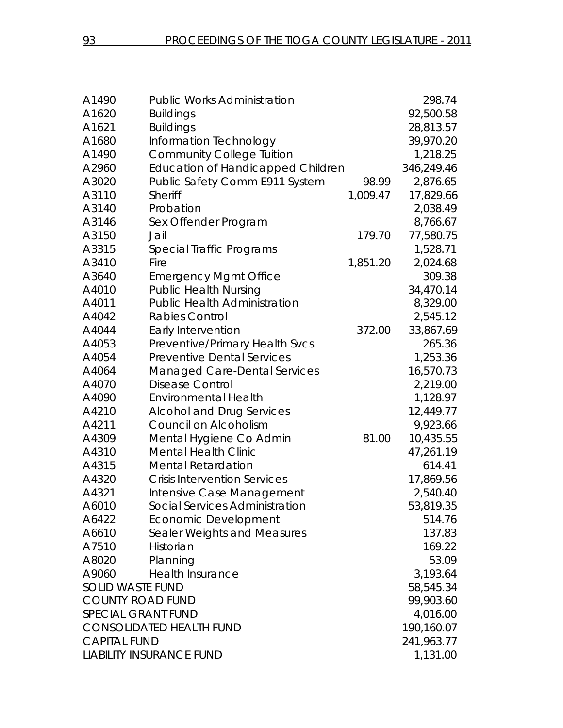| | | | |
|---|---|---|---|
| A1490 | Public Works Administration | | 298.74 |
| A1620 | Buildings | | 92,500.58 |
| A1621 | Buildings | | 28,813.57 |
| A1680 | Information Technology | | 39,970.20 |
| A1490 | Community College Tuition | | 1,218.25 |
| A2960 | Education of Handicapped Children | | 346,249.46 |
| A3020 | Public Safety Comm E911 System | 98.99 | 2,876.65 |
| A3110 | Sheriff | 1,009.47 | 17,829.66 |
| A3140 | Probation | | 2,038.49 |
| A3146 | Sex Offender Program | | 8,766.67 |
| A3150 | Jail | 179.70 | 77,580.75 |
| A3315 | Special Traffic Programs | | 1,528.71 |
| A3410 | Fire | 1,851.20 | 2,024.68 |
| A3640 | Emergency Mgmt Office | | 309.38 |
| A4010 | Public Health Nursing | | 34,470.14 |
| A4011 | Public Health Administration | | 8,329.00 |
| A4042 | Rabies Control | | 2,545.12 |
| A4044 | Early Intervention | 372.00 | 33,867.69 |
| A4053 | Preventive/Primary Health Svcs | | 265.36 |
| A4054 | Preventive Dental Services | | 1,253.36 |
| A4064 | Managed Care-Dental Services | | 16,570.73 |
| A4070 | Disease Control | | 2,219.00 |
| A4090 | Environmental Health | | 1,128.97 |
| A4210 | Alcohol and Drug Services | | 12,449.77 |
| A4211 | Council on Alcoholism | | 9,923.66 |
| A4309 | Mental Hygiene Co Admin | 81.00 | 10,435.55 |
| A4310 | Mental Health Clinic | | 47,261.19 |
| A4315 | Mental Retardation | | 614.41 |
| A4320 | Crisis Intervention Services | | 17,869.56 |
| A4321 | Intensive Case Management | | 2,540.40 |
| A6010 | Social Services Administration | | 53,819.35 |
| A6422 | Economic Development | | 514.76 |
| A6610 | Sealer Weights and Measures | | 137.83 |
| A7510 | Historian | | 169.22 |
| A8020 | Planning | | 53.09 |
| A9060 | Health Insurance | | 3,193.64 |
| SOLID WASTE FUND | | | 58,545.34 |
| COUNTY ROAD FUND | | | 99,903.60 |
| SPECIAL GRANT FUND | | | 4,016.00 |
| CONSOLIDATED HEALTH FUND | | | 190,160.07 |
| CAPITAL FUND | | | 241,963.77 |
| LIABILITY INSURANCE FUND | | | 1,131.00 |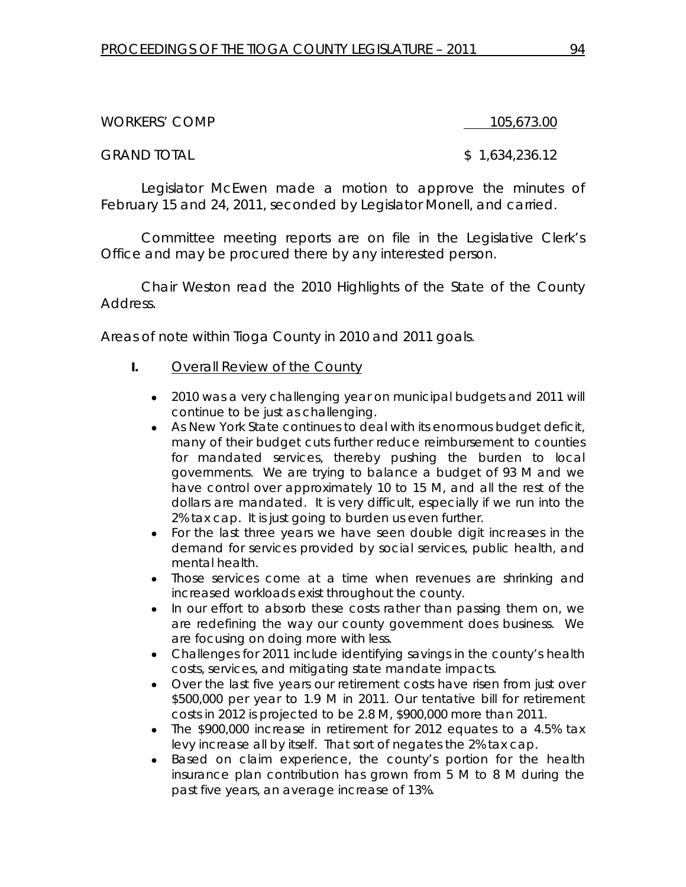| | |
|---|---|
| WORKERS' COMP | 105,673.00 |
| GRAND TOTAL | $ 1,634,236.12 |

Legislator McEwen made a motion to approve the minutes of February 15 and 24, 2011, seconded by Legislator Monell, and carried.

Committee meeting reports are on file in the Legislative Clerk's Office and may be procured there by any interested person.

Chair Weston read the 2010 Highlights of the State of the County Address.

*Areas of note within Tioga County in 2010 and 2011 goals.*

**I.** *Overall Review of the County*

- *2010 was a very challenging year on municipal budgets and 2011 will continue to be just as challenging.*
- *As New York State continues to deal with its enormous budget deficit, many of their budget cuts further reduce reimbursement to counties for mandated services, thereby pushing the burden to local governments. We are trying to balance a budget of 93 M and we have control over approximately 10 to 15 M, and all the rest of the dollars are mandated. It is very difficult, especially if we run into the 2% tax cap. It is just going to burden us even further.*
- *For the last three years we have seen double digit increases in the demand for services provided by social services, public health, and mental health.*
- *Those services come at a time when revenues are shrinking and increased workloads exist throughout the county.*
- *In our effort to absorb these costs rather than passing them on, we are redefining the way our county government does business. We are focusing on doing more with less.*
- *Challenges for 2011 include identifying savings in the county's health costs, services, and mitigating state mandate impacts.*
- *Over the last five years our retirement costs have risen from just over $500,000 per year to 1.9 M in 2011. Our tentative bill for retirement costs in 2012 is projected to be 2.8 M, $900,000 more than 2011.*
- *The $900,000 increase in retirement for 2012 equates to a 4.5% tax levy increase all by itself. That sort of negates the 2% tax cap.*
- *Based on claim experience, the county's portion for the health insurance plan contribution has grown from 5 M to 8 M during the past five years, an average increase of 13%.*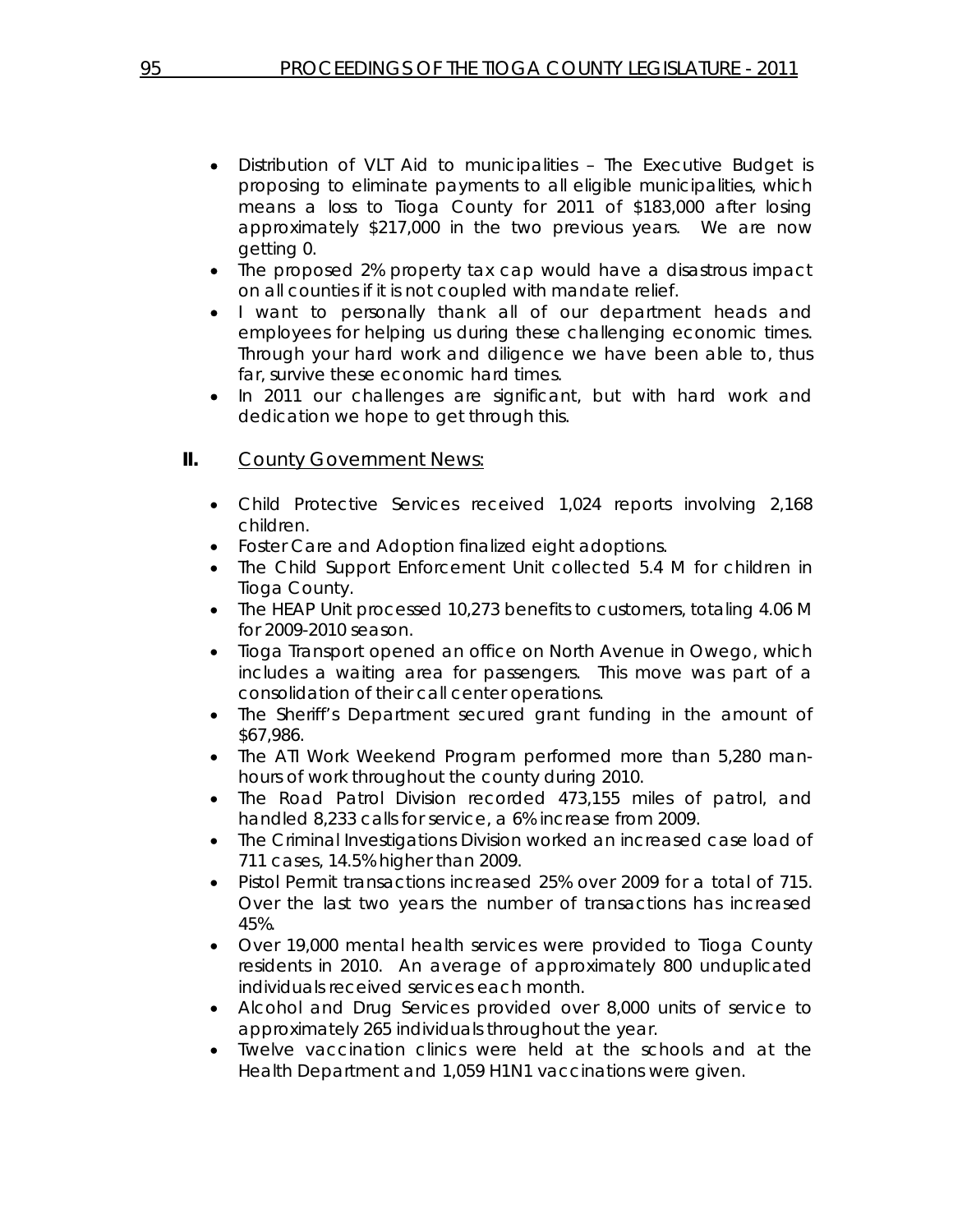- Distribution of VLT Aid to municipalities – The Executive Budget is proposing to eliminate payments to all eligible municipalities, which means a loss to Tioga County for 2011 of $183,000 after losing approximately $217,000 in the two previous years. We are now getting 0.
- The proposed 2% property tax cap would have a disastrous impact on all counties if it is not coupled with mandate relief.
- I want to personally thank all of our department heads and employees for helping us during these challenging economic times. Through your hard work and diligence we have been able to, thus far, survive these economic hard times.
- In 2011 our challenges are significant, but with hard work and dedication we hope to get through this.

## II. County Government News:

- Child Protective Services received 1,024 reports involving 2,168 children.
- Foster Care and Adoption finalized eight adoptions.
- The Child Support Enforcement Unit collected 5.4 M for children in Tioga County.
- The HEAP Unit processed 10,273 benefits to customers, totaling 4.06 M for 2009-2010 season.
- Tioga Transport opened an office on North Avenue in Owego, which includes a waiting area for passengers. This move was part of a consolidation of their call center operations.
- The Sheriff's Department secured grant funding in the amount of $67,986.
- The ATI Work Weekend Program performed more than 5,280 man-hours of work throughout the county during 2010.
- The Road Patrol Division recorded 473,155 miles of patrol, and handled 8,233 calls for service, a 6% increase from 2009.
- The Criminal Investigations Division worked an increased case load of 711 cases, 14.5% higher than 2009.
- Pistol Permit transactions increased 25% over 2009 for a total of 715. Over the last two years the number of transactions has increased 45%.
- Over 19,000 mental health services were provided to Tioga County residents in 2010. An average of approximately 800 unduplicated individuals received services each month.
- Alcohol and Drug Services provided over 8,000 units of service to approximately 265 individuals throughout the year.
- Twelve vaccination clinics were held at the schools and at the Health Department and 1,059 H1N1 vaccinations were given.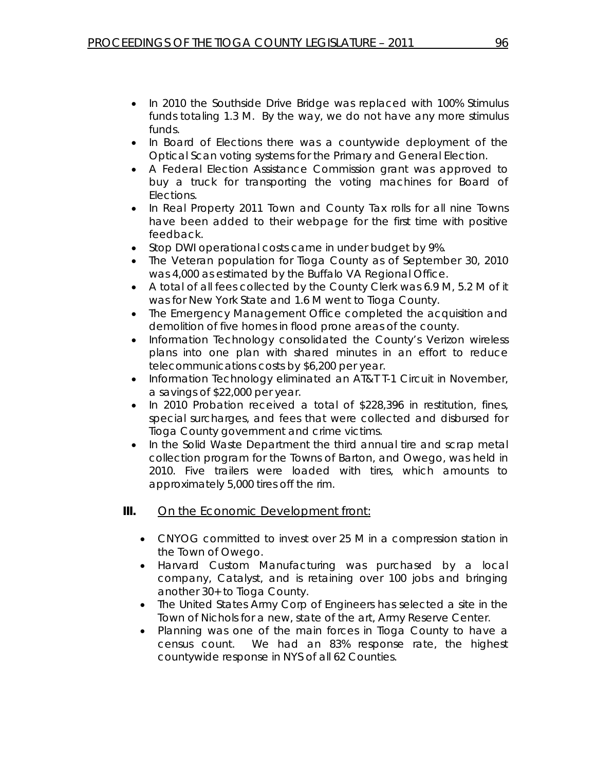- In 2010 the Southside Drive Bridge was replaced with 100% Stimulus funds totaling 1.3 M. By the way, we do not have any more stimulus funds.
- In Board of Elections there was a countywide deployment of the Optical Scan voting systems for the Primary and General Election.
- A Federal Election Assistance Commission grant was approved to buy a truck for transporting the voting machines for Board of Elections.
- In Real Property 2011 Town and County Tax rolls for all nine Towns have been added to their webpage for the first time with positive feedback.
- Stop DWI operational costs came in under budget by 9%.
- The Veteran population for Tioga County as of September 30, 2010 was 4,000 as estimated by the Buffalo VA Regional Office.
- A total of all fees collected by the County Clerk was 6.9 M, 5.2 M of it was for New York State and 1.6 M went to Tioga County.
- The Emergency Management Office completed the acquisition and demolition of five homes in flood prone areas of the county.
- Information Technology consolidated the County's Verizon wireless plans into one plan with shared minutes in an effort to reduce telecommunications costs by $6,200 per year.
- Information Technology eliminated an AT&T T-1 Circuit in November, a savings of $22,000 per year.
- In 2010 Probation received a total of $228,396 in restitution, fines, special surcharges, and fees that were collected and disbursed for Tioga County government and crime victims.
- In the Solid Waste Department the third annual tire and scrap metal collection program for the Towns of Barton, and Owego, was held in 2010. Five trailers were loaded with tires, which amounts to approximately 5,000 tires off the rim.

## III. On the Economic Development front:

- CNYOG committed to invest over 25 M in a compression station in the Town of Owego.
- Harvard Custom Manufacturing was purchased by a local company, Catalyst, and is retaining over 100 jobs and bringing another 30+ to Tioga County.
- The United States Army Corp of Engineers has selected a site in the Town of Nichols for a new, state of the art, Army Reserve Center.
- Planning was one of the main forces in Tioga County to have a census count. We had an 83% response rate, the highest countywide response in NYS of all 62 Counties.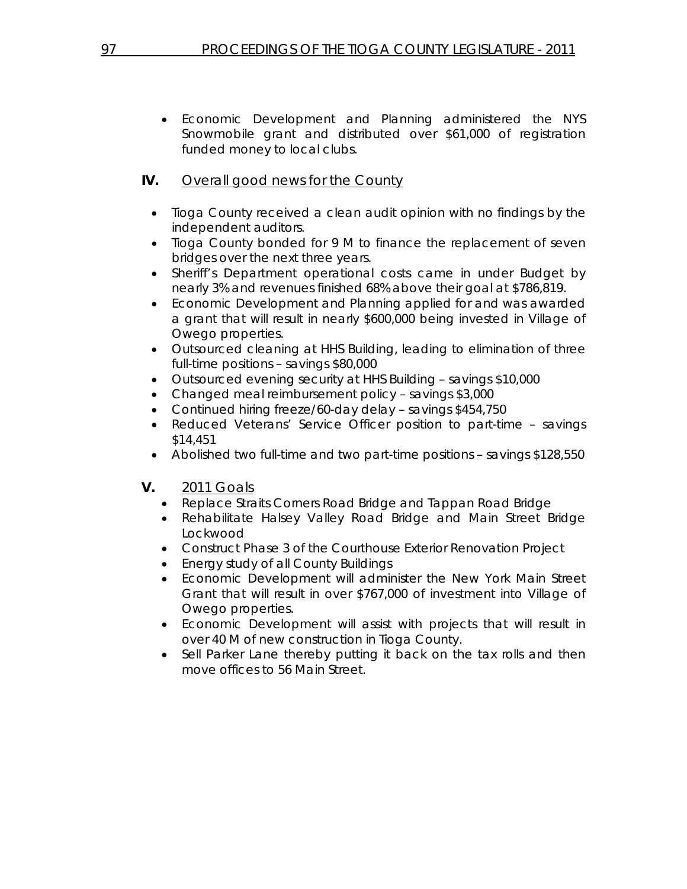- Economic Development and Planning administered the NYS Snowmobile grant and distributed over $61,000 of registration funded money to local clubs.

## IV. Overall good news for the County

- Tioga County received a clean audit opinion with no findings by the independent auditors.
- Tioga County bonded for 9 M to finance the replacement of seven bridges over the next three years.
- Sheriff's Department operational costs came in under Budget by nearly 3% and revenues finished 68% above their goal at $786,819.
- Economic Development and Planning applied for and was awarded a grant that will result in nearly $600,000 being invested in Village of Owego properties.
- Outsourced cleaning at HHS Building, leading to elimination of three full-time positions – savings $80,000
- Outsourced evening security at HHS Building – savings $10,000
- Changed meal reimbursement policy – savings $3,000
- Continued hiring freeze/60-day delay – savings $454,750
- Reduced Veterans' Service Officer position to part-time – savings $14,451
- Abolished two full-time and two part-time positions – savings $128,550

## V. 2011 Goals

- Replace Straits Corners Road Bridge and Tappan Road Bridge
- Rehabilitate Halsey Valley Road Bridge and Main Street Bridge Lockwood
- Construct Phase 3 of the Courthouse Exterior Renovation Project
- Energy study of all County Buildings
- Economic Development will administer the New York Main Street Grant that will result in over $767,000 of investment into Village of Owego properties.
- Economic Development will assist with projects that will result in over 40 M of new construction in Tioga County.
- Sell Parker Lane thereby putting it back on the tax rolls and then move offices to 56 Main Street.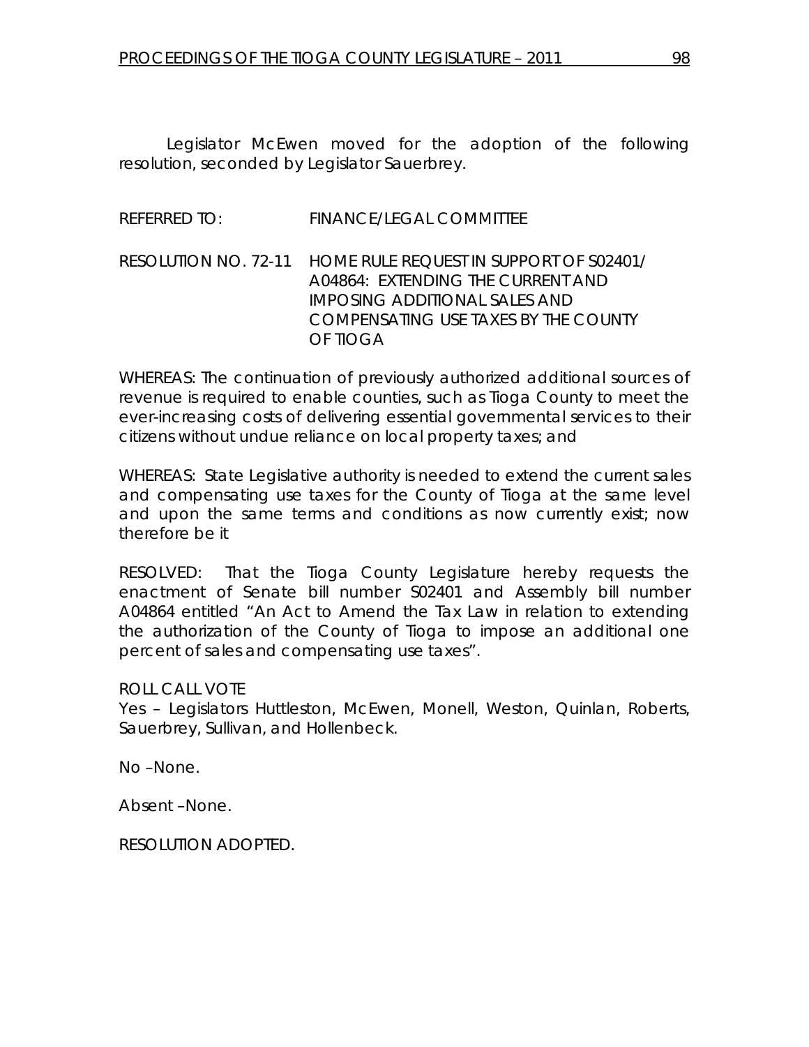Legislator McEwen moved for the adoption of the following resolution, seconded by Legislator Sauerbrey.

REFERRED TO: FINANCE/LEGAL COMMITTEE

RESOLUTION NO. 72-11 HOME RULE REQUEST IN SUPPORT OF S02401/ A04864: EXTENDING THE CURRENT AND IMPOSING ADDITIONAL SALES AND COMPENSATING USE TAXES BY THE COUNTY OF TIOGA

WHEREAS: The continuation of previously authorized additional sources of revenue is required to enable counties, such as Tioga County to meet the ever-increasing costs of delivering essential governmental services to their citizens without undue reliance on local property taxes; and

WHEREAS: State Legislative authority is needed to extend the current sales and compensating use taxes for the County of Tioga at the same level and upon the same terms and conditions as now currently exist; now therefore be it

RESOLVED: That the Tioga County Legislature hereby requests the enactment of Senate bill number S02401 and Assembly bill number A04864 entitled "An Act to Amend the Tax Law in relation to extending the authorization of the County of Tioga to impose an additional one percent of sales and compensating use taxes".

ROLL CALL VOTE
Yes – Legislators Huttleston, McEwen, Monell, Weston, Quinlan, Roberts, Sauerbrey, Sullivan, and Hollenbeck.

No –None.

Absent –None.

RESOLUTION ADOPTED.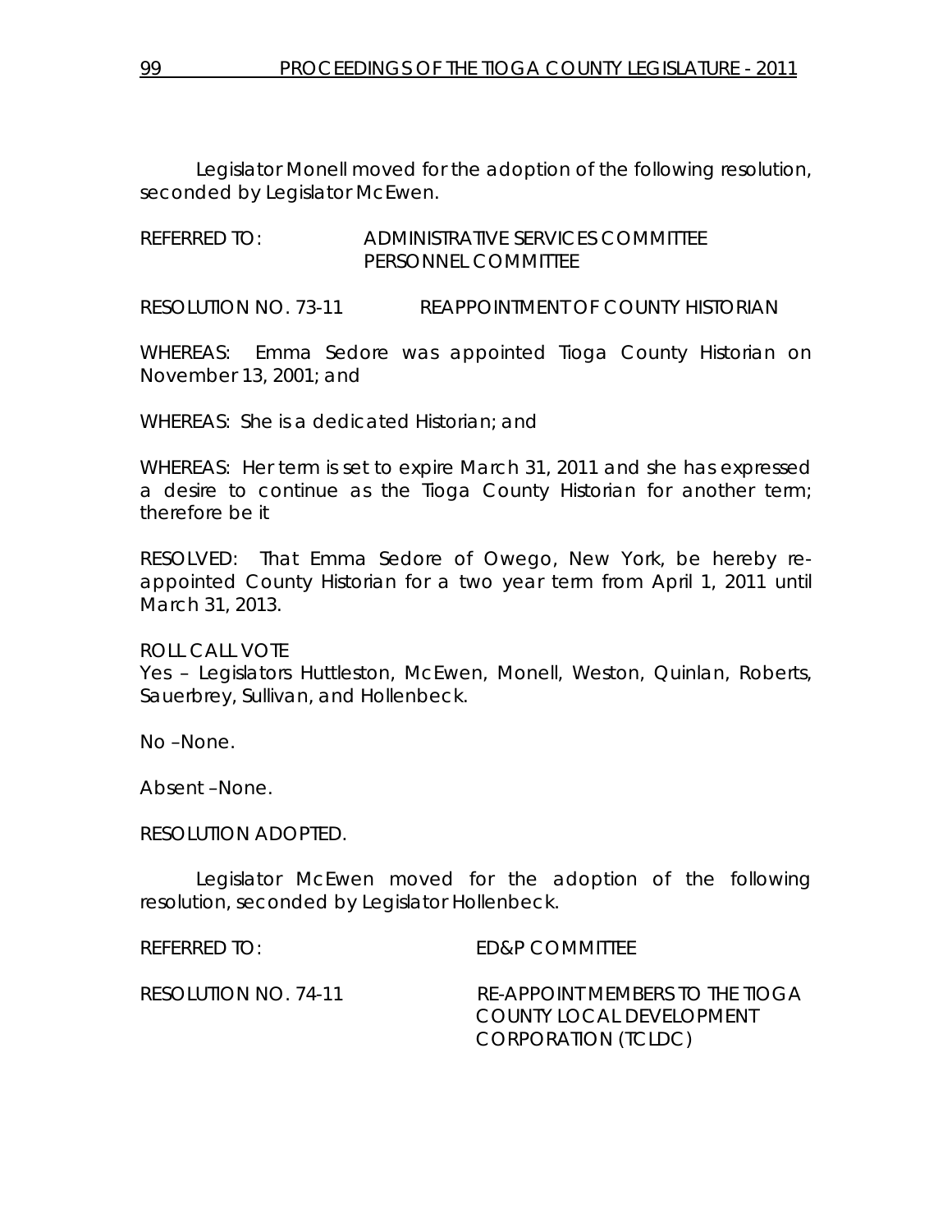Legislator Monell moved for the adoption of the following resolution, seconded by Legislator McEwen.

REFERRED TO: ADMINISTRATIVE SERVICES COMMITTEE
PERSONNEL COMMITTEE

RESOLUTION NO. 73-11 REAPPOINTMENT OF COUNTY HISTORIAN

WHEREAS: Emma Sedore was appointed Tioga County Historian on November 13, 2001; and

WHEREAS: She is a dedicated Historian; and

WHEREAS: Her term is set to expire March 31, 2011 and she has expressed a desire to continue as the Tioga County Historian for another term; therefore be it

RESOLVED: That Emma Sedore of Owego, New York, be hereby re-appointed County Historian for a two year term from April 1, 2011 until March 31, 2013.

ROLL CALL VOTE
Yes – Legislators Huttleston, McEwen, Monell, Weston, Quinlan, Roberts, Sauerbrey, Sullivan, and Hollenbeck.

No –None.

Absent –None.

RESOLUTION ADOPTED.

Legislator McEwen moved for the adoption of the following resolution, seconded by Legislator Hollenbeck.

REFERRED TO: ED&P COMMITTEE

RESOLUTION NO. 74-11 RE-APPOINT MEMBERS TO THE TIOGA COUNTY LOCAL DEVELOPMENT CORPORATION (TCLDC)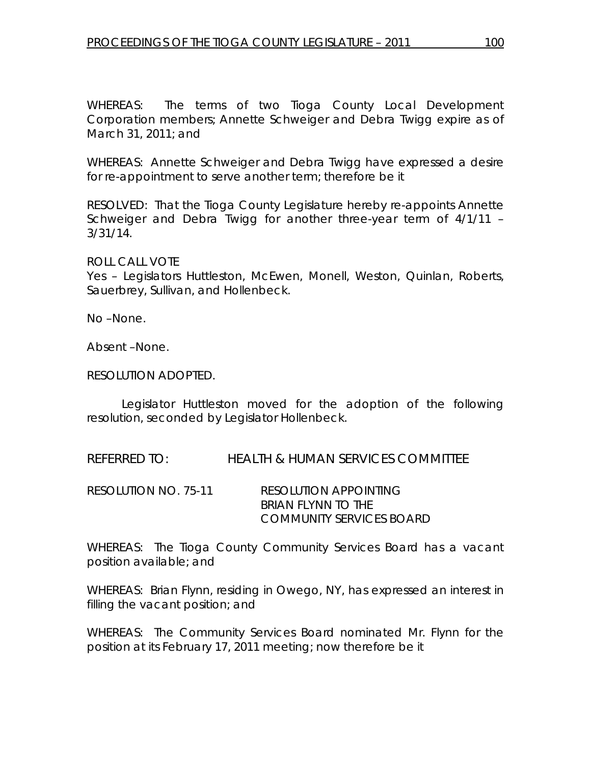WHEREAS: The terms of two Tioga County Local Development Corporation members; Annette Schweiger and Debra Twigg expire as of March 31, 2011; and

WHEREAS: Annette Schweiger and Debra Twigg have expressed a desire for re-appointment to serve another term; therefore be it

RESOLVED: That the Tioga County Legislature hereby re-appoints Annette Schweiger and Debra Twigg for another three-year term of 4/1/11 – 3/31/14.

ROLL CALL VOTE
Yes – Legislators Huttleston, McEwen, Monell, Weston, Quinlan, Roberts, Sauerbrey, Sullivan, and Hollenbeck.

No –None.

Absent –None.

RESOLUTION ADOPTED.

Legislator Huttleston moved for the adoption of the following resolution, seconded by Legislator Hollenbeck.

REFERRED TO: HEALTH & HUMAN SERVICES COMMITTEE

RESOLUTION NO. 75-11 RESOLUTION APPOINTING BRIAN FLYNN TO THE COMMUNITY SERVICES BOARD

WHEREAS: The Tioga County Community Services Board has a vacant position available; and

WHEREAS: Brian Flynn, residing in Owego, NY, has expressed an interest in filling the vacant position; and

WHEREAS: The Community Services Board nominated Mr. Flynn for the position at its February 17, 2011 meeting; now therefore be it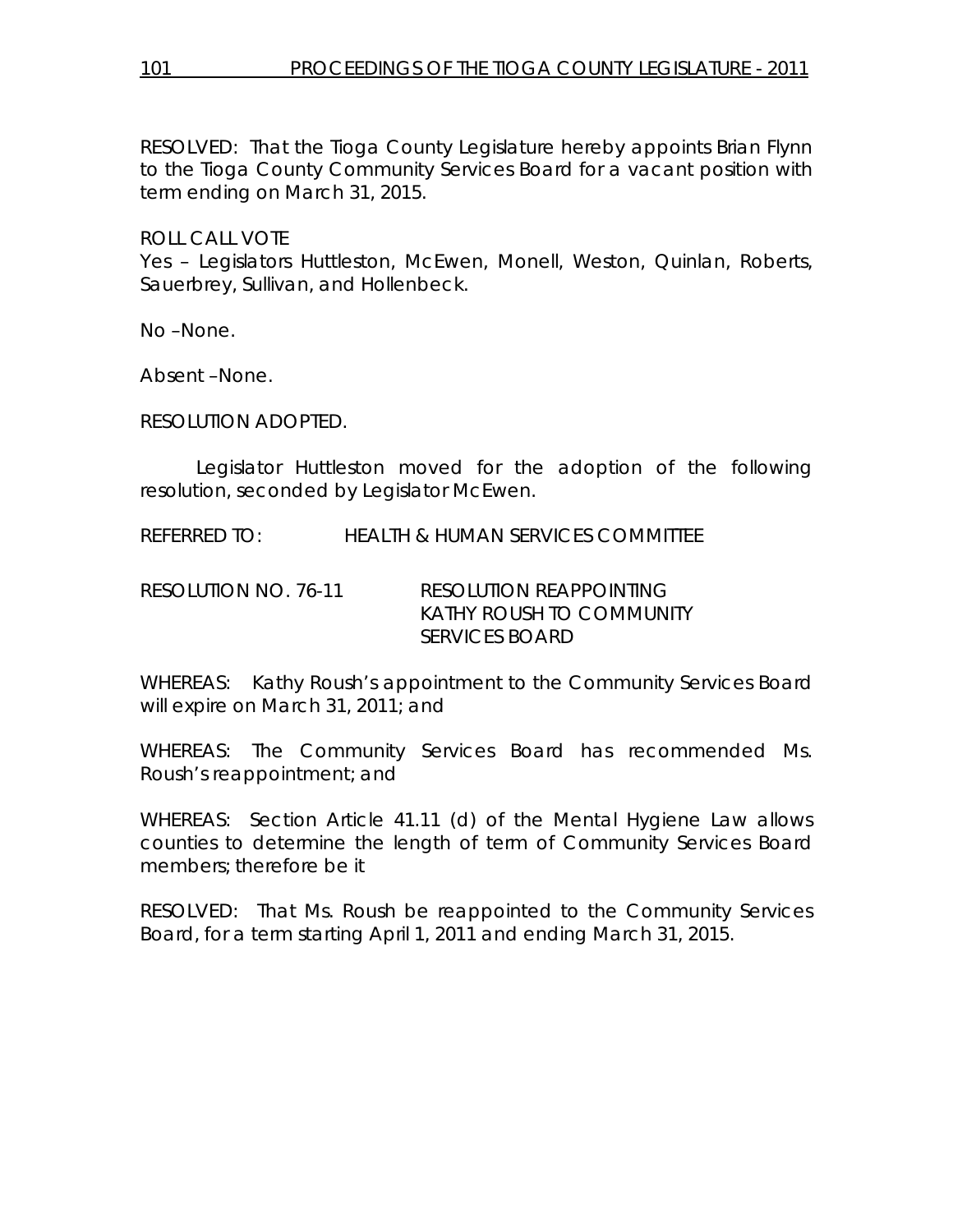RESOLVED: That the Tioga County Legislature hereby appoints Brian Flynn to the Tioga County Community Services Board for a vacant position with term ending on March 31, 2015.

ROLL CALL VOTE
Yes – Legislators Huttleston, McEwen, Monell, Weston, Quinlan, Roberts, Sauerbrey, Sullivan, and Hollenbeck.

No –None.

Absent –None.

RESOLUTION ADOPTED.

Legislator Huttleston moved for the adoption of the following resolution, seconded by Legislator McEwen.

REFERRED TO: HEALTH & HUMAN SERVICES COMMITTEE

RESOLUTION NO. 76-11 RESOLUTION REAPPOINTING KATHY ROUSH TO COMMUNITY SERVICES BOARD

WHEREAS: Kathy Roush's appointment to the Community Services Board will expire on March 31, 2011; and

WHEREAS: The Community Services Board has recommended Ms. Roush's reappointment; and

WHEREAS: Section Article 41.11 (d) of the Mental Hygiene Law allows counties to determine the length of term of Community Services Board members; therefore be it

RESOLVED: That Ms. Roush be reappointed to the Community Services Board, for a term starting April 1, 2011 and ending March 31, 2015.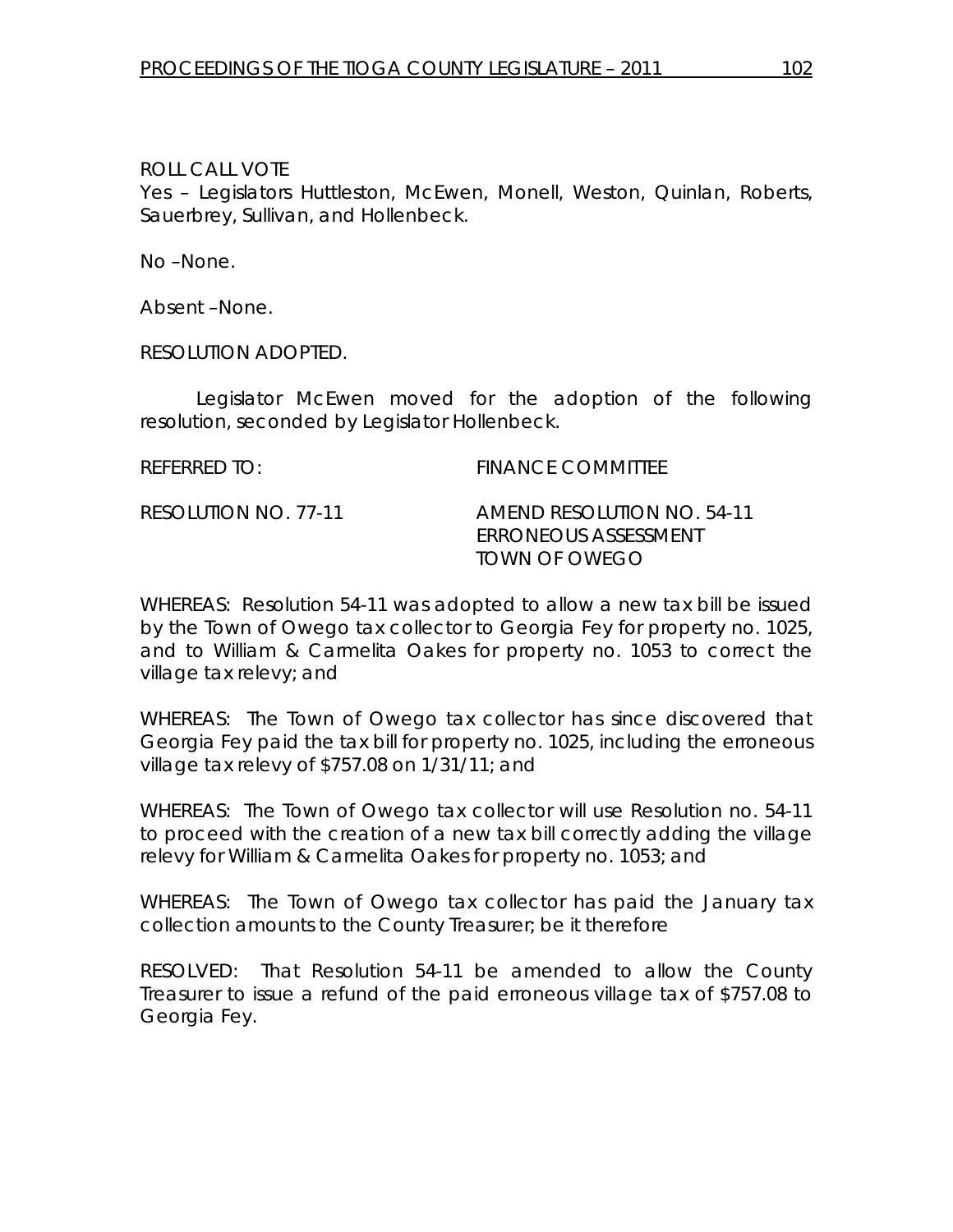ROLL CALL VOTE

Yes – Legislators Huttleston, McEwen, Monell, Weston, Quinlan, Roberts, Sauerbrey, Sullivan, and Hollenbeck.

No –None.

Absent –None.

RESOLUTION ADOPTED.

Legislator McEwen moved for the adoption of the following resolution, seconded by Legislator Hollenbeck.

REFERRED TO: FINANCE COMMITTEE

RESOLUTION NO. 77-11 AMEND RESOLUTION NO. 54-11
ERRONEOUS ASSESSMENT
TOWN OF OWEGO

WHEREAS: Resolution 54-11 was adopted to allow a new tax bill be issued by the Town of Owego tax collector to Georgia Fey for property no. 1025, and to William & Carmelita Oakes for property no. 1053 to correct the village tax relevy; and

WHEREAS: The Town of Owego tax collector has since discovered that Georgia Fey paid the tax bill for property no. 1025, including the erroneous village tax relevy of $757.08 on 1/31/11; and

WHEREAS: The Town of Owego tax collector will use Resolution no. 54-11 to proceed with the creation of a new tax bill correctly adding the village relevy for William & Carmelita Oakes for property no. 1053; and

WHEREAS: The Town of Owego tax collector has paid the January tax collection amounts to the County Treasurer; be it therefore

RESOLVED: That Resolution 54-11 be amended to allow the County Treasurer to issue a refund of the paid erroneous village tax of $757.08 to Georgia Fey.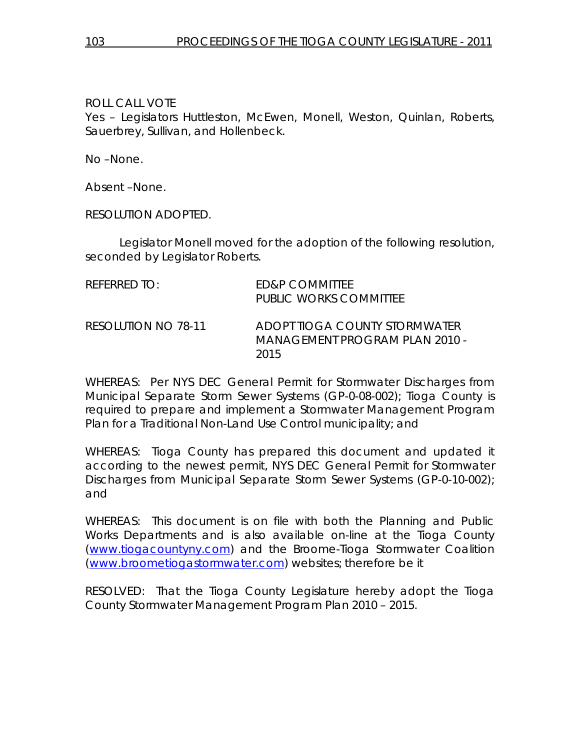ROLL CALL VOTE
Yes – Legislators Huttleston, McEwen, Monell, Weston, Quinlan, Roberts, Sauerbrey, Sullivan, and Hollenbeck.

No –None.

Absent –None.

RESOLUTION ADOPTED.

Legislator Monell moved for the adoption of the following resolution, seconded by Legislator Roberts.

REFERRED TO: ED&P COMMITTEE
PUBLIC WORKS COMMITTEE

RESOLUTION NO 78-11 ADOPT TIOGA COUNTY STORMWATER MANAGEMENT PROGRAM PLAN 2010 - 2015

WHEREAS: Per NYS DEC General Permit for Stormwater Discharges from Municipal Separate Storm Sewer Systems (GP-0-08-002); Tioga County is required to prepare and implement a Stormwater Management Program Plan for a Traditional Non-Land Use Control municipality; and

WHEREAS: Tioga County has prepared this document and updated it according to the newest permit, NYS DEC General Permit for Stormwater Discharges from Municipal Separate Storm Sewer Systems (GP-0-10-002); and

WHEREAS: This document is on file with both the Planning and Public Works Departments and is also available on-line at the Tioga County (www.tiogacountyny.com) and the Broome-Tioga Stormwater Coalition (www.brometiogastormwater.com) websites; therefore be it

RESOLVED: That the Tioga County Legislature hereby adopt the Tioga County Stormwater Management Program Plan 2010 – 2015.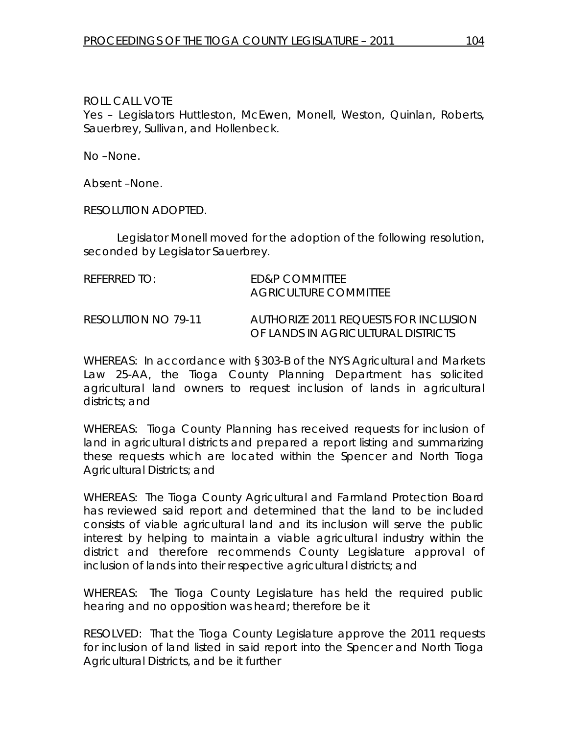ROLL CALL VOTE
Yes – Legislators Huttleston, McEwen, Monell, Weston, Quinlan, Roberts, Sauerbrey, Sullivan, and Hollenbeck.

No –None.

Absent –None.

RESOLUTION ADOPTED.

Legislator Monell moved for the adoption of the following resolution, seconded by Legislator Sauerbrey.

REFERRED TO: ED&P COMMITTEE
AGRICULTURE COMMITTEE

RESOLUTION NO 79-11 AUTHORIZE 2011 REQUESTS FOR INCLUSION OF LANDS IN AGRICULTURAL DISTRICTS

WHEREAS: In accordance with §303-B of the NYS Agricultural and Markets Law 25-AA, the Tioga County Planning Department has solicited agricultural land owners to request inclusion of lands in agricultural districts; and

WHEREAS: Tioga County Planning has received requests for inclusion of land in agricultural districts and prepared a report listing and summarizing these requests which are located within the Spencer and North Tioga Agricultural Districts; and

WHEREAS: The Tioga County Agricultural and Farmland Protection Board has reviewed said report and determined that the land to be included consists of viable agricultural land and its inclusion will serve the public interest by helping to maintain a viable agricultural industry within the district and therefore recommends County Legislature approval of inclusion of lands into their respective agricultural districts; and

WHEREAS: The Tioga County Legislature has held the required public hearing and no opposition was heard; therefore be it

RESOLVED: That the Tioga County Legislature approve the 2011 requests for inclusion of land listed in said report into the Spencer and North Tioga Agricultural Districts, and be it further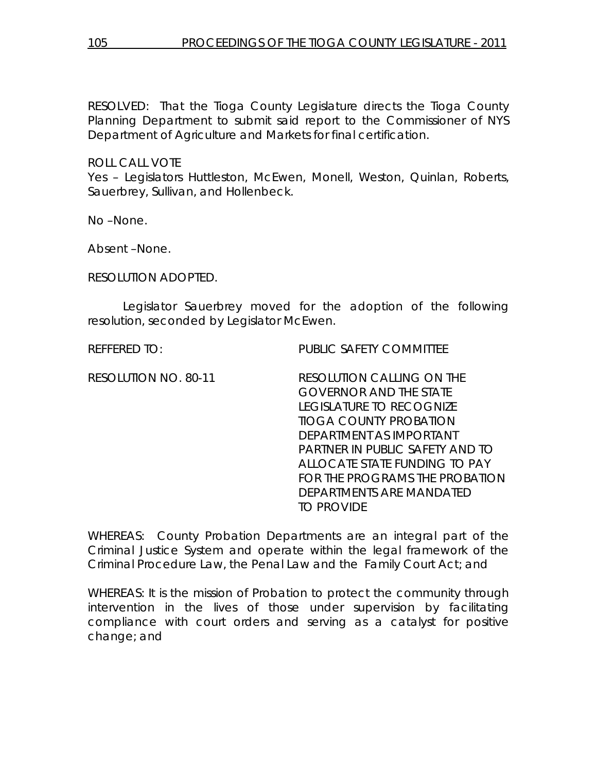RESOLVED: That the Tioga County Legislature directs the Tioga County Planning Department to submit said report to the Commissioner of NYS Department of Agriculture and Markets for final certification.

ROLL CALL VOTE
Yes – Legislators Huttleston, McEwen, Monell, Weston, Quinlan, Roberts, Sauerbrey, Sullivan, and Hollenbeck.

No –None.

Absent –None.

RESOLUTION ADOPTED.

Legislator Sauerbrey moved for the adoption of the following resolution, seconded by Legislator McEwen.

REFFERED TO: PUBLIC SAFETY COMMITTEE

RESOLUTION NO. 80-11 RESOLUTION CALLING ON THE GOVERNOR AND THE STATE LEGISLATURE TO RECOGNIZE TIOGA COUNTY PROBATION DEPARTMENT AS IMPORTANT PARTNER IN PUBLIC SAFETY AND TO ALLOCATE STATE FUNDING TO PAY FOR THE PROGRAMS THE PROBATION DEPARTMENTS ARE MANDATED TO PROVIDE

WHEREAS: County Probation Departments are an integral part of the Criminal Justice System and operate within the legal framework of the Criminal Procedure Law, the Penal Law and the Family Court Act; and

WHEREAS: It is the mission of Probation to protect the community through intervention in the lives of those under supervision by facilitating compliance with court orders and serving as a catalyst for positive change; and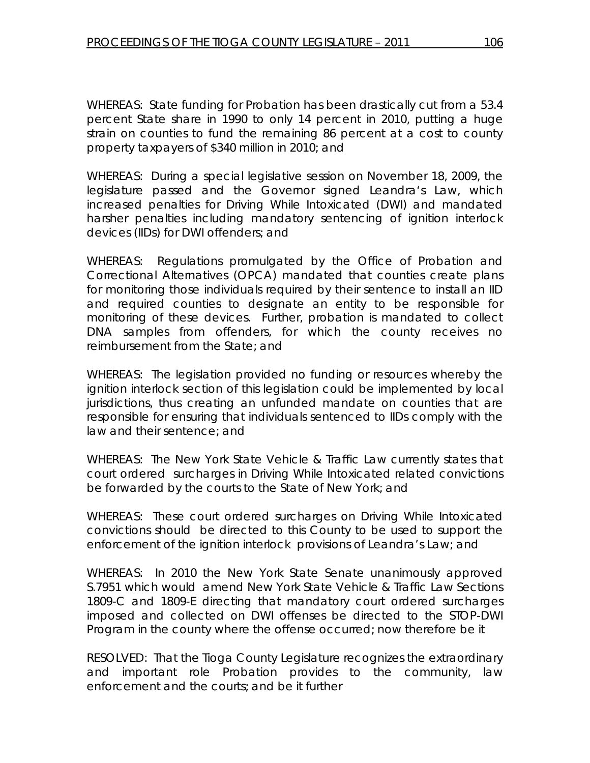WHEREAS: State funding for Probation has been drastically cut from a 53.4 percent State share in 1990 to only 14 percent in 2010, putting a huge strain on counties to fund the remaining 86 percent at a cost to county property taxpayers of $340 million in 2010; and

WHEREAS: During a special legislative session on November 18, 2009, the legislature passed and the Governor signed Leandra's Law, which increased penalties for Driving While Intoxicated (DWI) and mandated harsher penalties including mandatory sentencing of ignition interlock devices (IIDs) for DWI offenders; and

WHEREAS: Regulations promulgated by the Office of Probation and Correctional Alternatives (OPCA) mandated that counties create plans for monitoring those individuals required by their sentence to install an IID and required counties to designate an entity to be responsible for monitoring of these devices. Further, probation is mandated to collect DNA samples from offenders, for which the county receives no reimbursement from the State; and

WHEREAS: The legislation provided no funding or resources whereby the ignition interlock section of this legislation could be implemented by local jurisdictions, thus creating an unfunded mandate on counties that are responsible for ensuring that individuals sentenced to IIDs comply with the law and their sentence; and

WHEREAS: The New York State Vehicle & Traffic Law currently states that court ordered surcharges in Driving While Intoxicated related convictions be forwarded by the courts to the State of New York; and

WHEREAS: These court ordered surcharges on Driving While Intoxicated convictions should be directed to this County to be used to support the enforcement of the ignition interlock provisions of Leandra's Law; and

WHEREAS: In 2010 the New York State Senate unanimously approved S.7951 which would amend New York State Vehicle & Traffic Law Sections 1809-C and 1809-E directing that mandatory court ordered surcharges imposed and collected on DWI offenses be directed to the STOP-DWI Program in the county where the offense occurred; now therefore be it

RESOLVED: That the Tioga County Legislature recognizes the extraordinary and important role Probation provides to the community, law enforcement and the courts; and be it further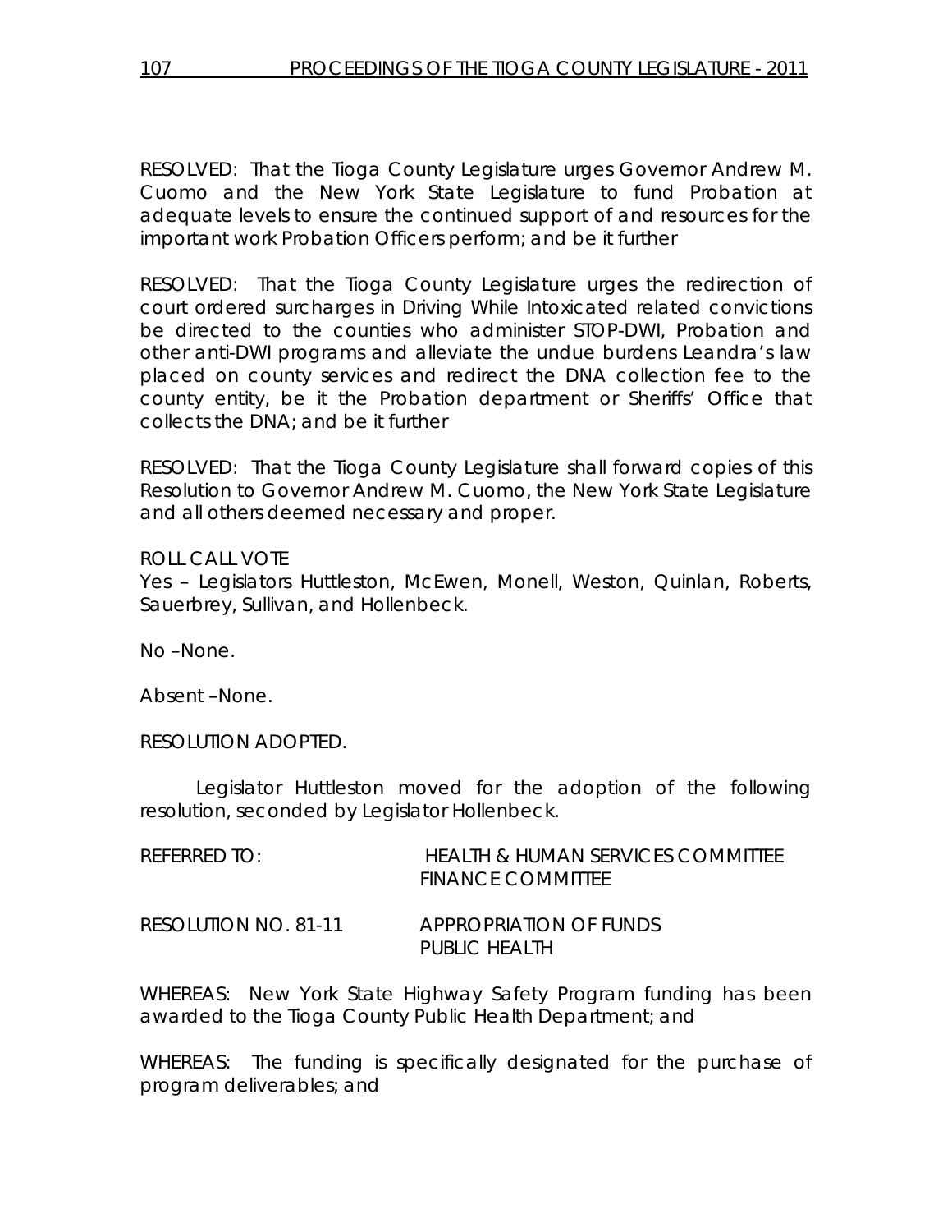RESOLVED: That the Tioga County Legislature urges Governor Andrew M. Cuomo and the New York State Legislature to fund Probation at adequate levels to ensure the continued support of and resources for the important work Probation Officers perform; and be it further

RESOLVED: That the Tioga County Legislature urges the redirection of court ordered surcharges in Driving While Intoxicated related convictions be directed to the counties who administer STOP-DWI, Probation and other anti-DWI programs and alleviate the undue burdens Leandra's law placed on county services and redirect the DNA collection fee to the county entity, be it the Probation department or Sheriffs' Office that collects the DNA; and be it further

RESOLVED: That the Tioga County Legislature shall forward copies of this Resolution to Governor Andrew M. Cuomo, the New York State Legislature and all others deemed necessary and proper.

ROLL CALL VOTE
Yes – Legislators Huttleston, McEwen, Monell, Weston, Quinlan, Roberts, Sauerbrey, Sullivan, and Hollenbeck.

No –None.

Absent –None.

RESOLUTION ADOPTED.

Legislator Huttleston moved for the adoption of the following resolution, seconded by Legislator Hollenbeck.

REFERRED TO: HEALTH & HUMAN SERVICES COMMITTEE
FINANCE COMMITTEE

RESOLUTION NO. 81-11 APPROPRIATION OF FUNDS
PUBLIC HEALTH

WHEREAS: New York State Highway Safety Program funding has been awarded to the Tioga County Public Health Department; and

WHEREAS: The funding is specifically designated for the purchase of program deliverables; and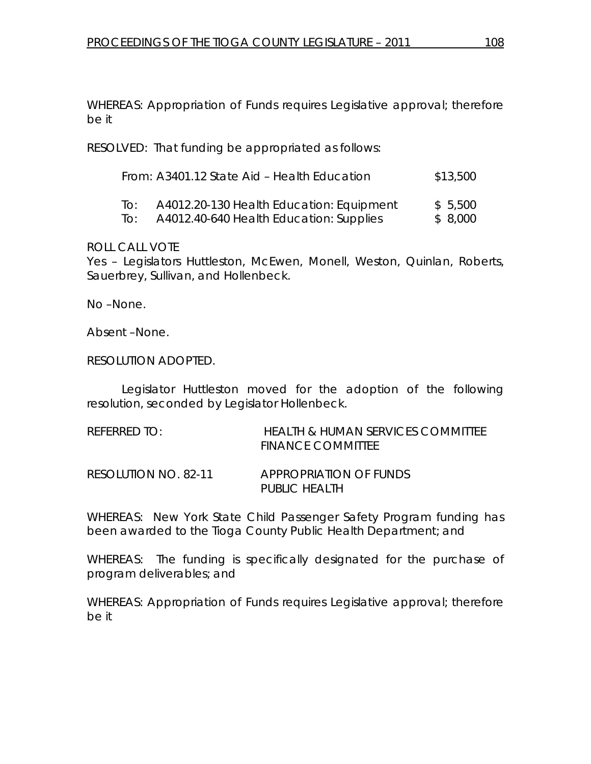WHEREAS: Appropriation of Funds requires Legislative approval; therefore be it

RESOLVED: That funding be appropriated as follows:

| | | |
|---|---|---|
| From: | A3401.12 State Aid – Health Education | $13,500 |
| To: | A4012.20-130 Health Education: Equipment | $ 5,500 |
| To: | A4012.40-640 Health Education: Supplies | $ 8,000 |

ROLL CALL VOTE
Yes – Legislators Huttleston, McEwen, Monell, Weston, Quinlan, Roberts, Sauerbrey, Sullivan, and Hollenbeck.

No –None.

Absent –None.

RESOLUTION ADOPTED.

Legislator Huttleston moved for the adoption of the following resolution, seconded by Legislator Hollenbeck.

REFERRED TO: HEALTH & HUMAN SERVICES COMMITTEE
FINANCE COMMITTEE

RESOLUTION NO. 82-11 APPROPRIATION OF FUNDS
PUBLIC HEALTH

WHEREAS: New York State Child Passenger Safety Program funding has been awarded to the Tioga County Public Health Department; and

WHEREAS: The funding is specifically designated for the purchase of program deliverables; and

WHEREAS: Appropriation of Funds requires Legislative approval; therefore be it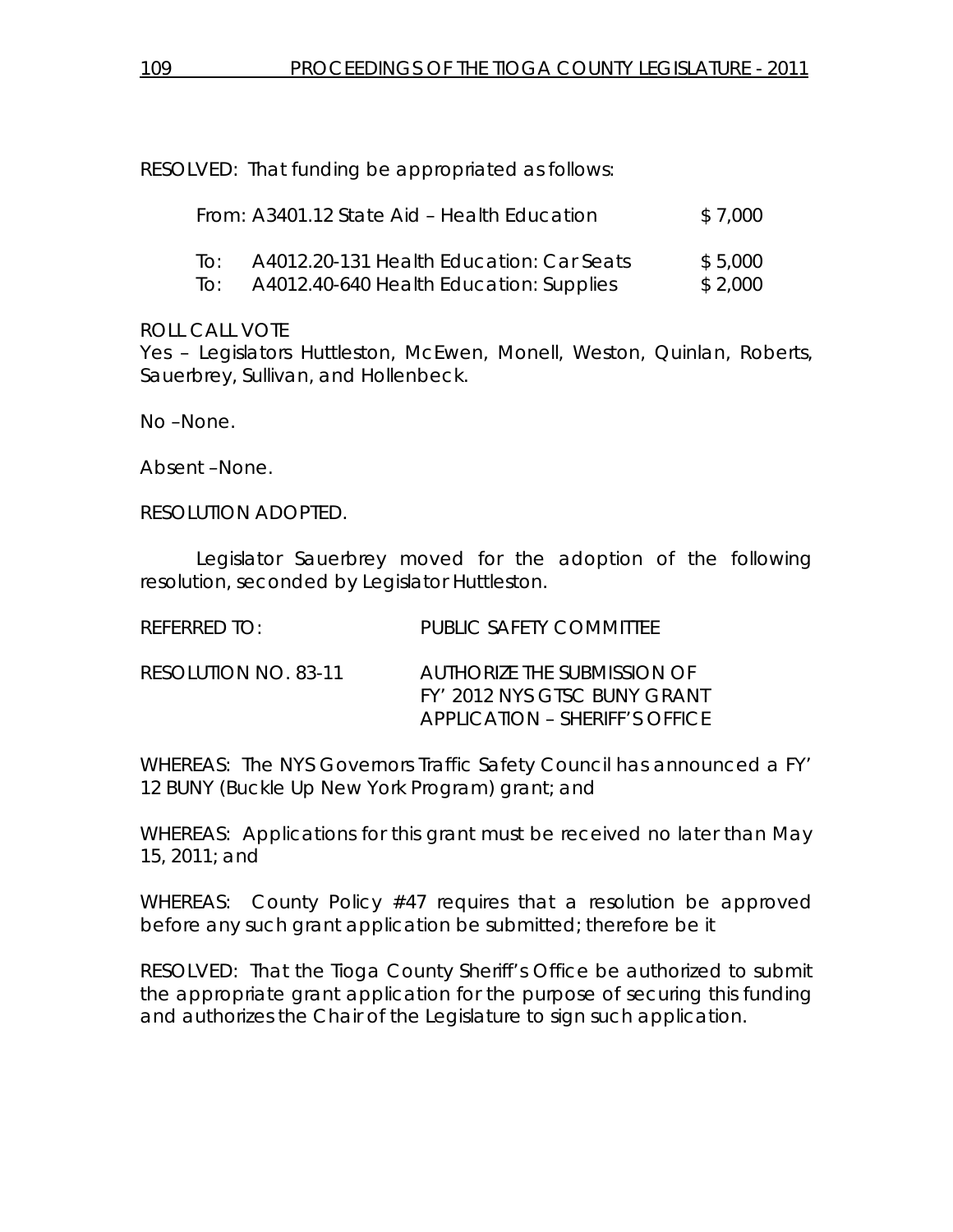RESOLVED: That funding be appropriated as follows:

| | | |
|---|---|---|
| From: | A3401.12 State Aid – Health Education | $ 7,000 |
| To: | A4012.20-131 Health Education: Car Seats | $ 5,000 |
| To: | A4012.40-640 Health Education: Supplies | $ 2,000 |

ROLL CALL VOTE
Yes – Legislators Huttleston, McEwen, Monell, Weston, Quinlan, Roberts, Sauerbrey, Sullivan, and Hollenbeck.

No –None.

Absent –None.

RESOLUTION ADOPTED.

Legislator Sauerbrey moved for the adoption of the following resolution, seconded by Legislator Huttleston.

REFERRED TO: PUBLIC SAFETY COMMITTEE

RESOLUTION NO. 83-11 AUTHORIZE THE SUBMISSION OF FY' 2012 NYS GTSC BUNY GRANT APPLICATION – SHERIFF'S OFFICE

WHEREAS: The NYS Governors Traffic Safety Council has announced a FY' 12 BUNY (Buckle Up New York Program) grant; and

WHEREAS: Applications for this grant must be received no later than May 15, 2011; and

WHEREAS: County Policy #47 requires that a resolution be approved before any such grant application be submitted; therefore be it

RESOLVED: That the Tioga County Sheriff's Office be authorized to submit the appropriate grant application for the purpose of securing this funding and authorizes the Chair of the Legislature to sign such application.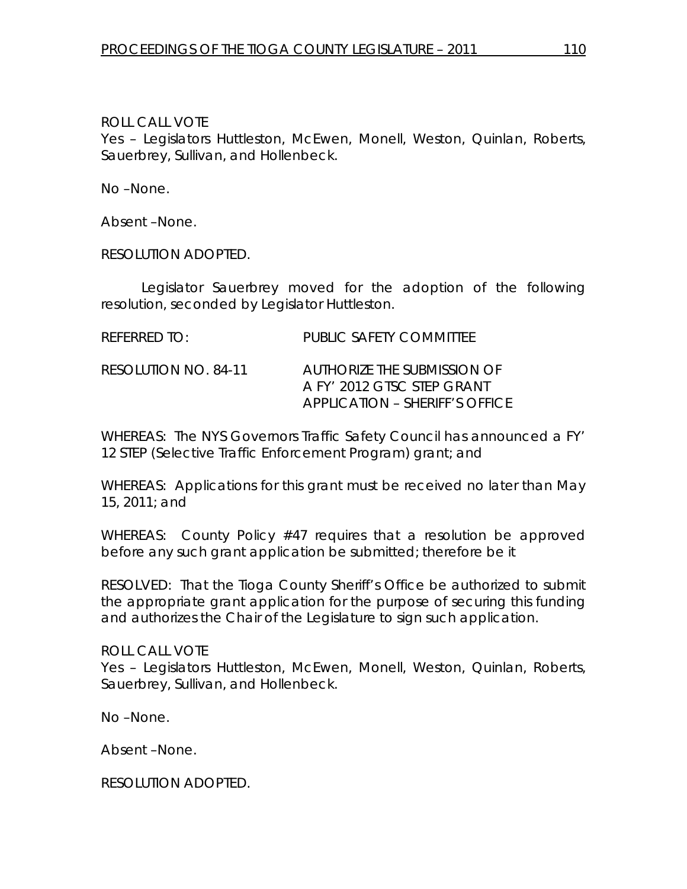ROLL CALL VOTE
Yes – Legislators Huttleston, McEwen, Monell, Weston, Quinlan, Roberts, Sauerbrey, Sullivan, and Hollenbeck.

No –None.

Absent –None.

RESOLUTION ADOPTED.

Legislator Sauerbrey moved for the adoption of the following resolution, seconded by Legislator Huttleston.

REFERRED TO: PUBLIC SAFETY COMMITTEE

RESOLUTION NO. 84-11 AUTHORIZE THE SUBMISSION OF A FY' 2012 GTSC STEP GRANT APPLICATION – SHERIFF'S OFFICE

WHEREAS: The NYS Governors Traffic Safety Council has announced a FY' 12 STEP (Selective Traffic Enforcement Program) grant; and

WHEREAS: Applications for this grant must be received no later than May 15, 2011; and

WHEREAS: County Policy #47 requires that a resolution be approved before any such grant application be submitted; therefore be it

RESOLVED: That the Tioga County Sheriff's Office be authorized to submit the appropriate grant application for the purpose of securing this funding and authorizes the Chair of the Legislature to sign such application.

ROLL CALL VOTE
Yes – Legislators Huttleston, McEwen, Monell, Weston, Quinlan, Roberts, Sauerbrey, Sullivan, and Hollenbeck.

No –None.

Absent –None.

RESOLUTION ADOPTED.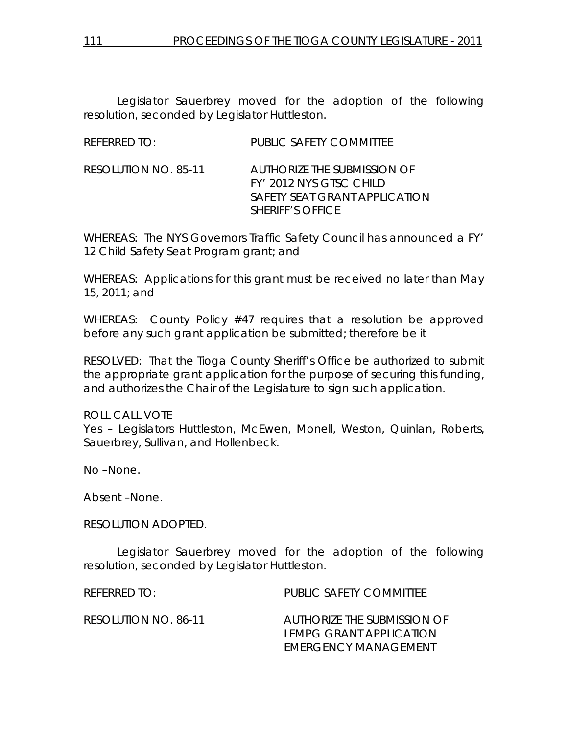Legislator Sauerbrey moved for the adoption of the following resolution, seconded by Legislator Huttleston.

REFERRED TO: PUBLIC SAFETY COMMITTEE

RESOLUTION NO. 85-11 AUTHORIZE THE SUBMISSION OF FY' 2012 NYS GTSC CHILD SAFETY SEAT GRANT APPLICATION SHERIFF'S OFFICE

WHEREAS: The NYS Governors Traffic Safety Council has announced a FY' 12 Child Safety Seat Program grant; and

WHEREAS: Applications for this grant must be received no later than May 15, 2011; and

WHEREAS: County Policy #47 requires that a resolution be approved before any such grant application be submitted; therefore be it

RESOLVED: That the Tioga County Sheriff's Office be authorized to submit the appropriate grant application for the purpose of securing this funding, and authorizes the Chair of the Legislature to sign such application.

ROLL CALL VOTE
Yes – Legislators Huttleston, McEwen, Monell, Weston, Quinlan, Roberts, Sauerbrey, Sullivan, and Hollenbeck.

No –None.

Absent –None.

RESOLUTION ADOPTED.

Legislator Sauerbrey moved for the adoption of the following resolution, seconded by Legislator Huttleston.

REFERRED TO: PUBLIC SAFETY COMMITTEE

RESOLUTION NO. 86-11 AUTHORIZE THE SUBMISSION OF LEMPG GRANT APPLICATION EMERGENCY MANAGEMENT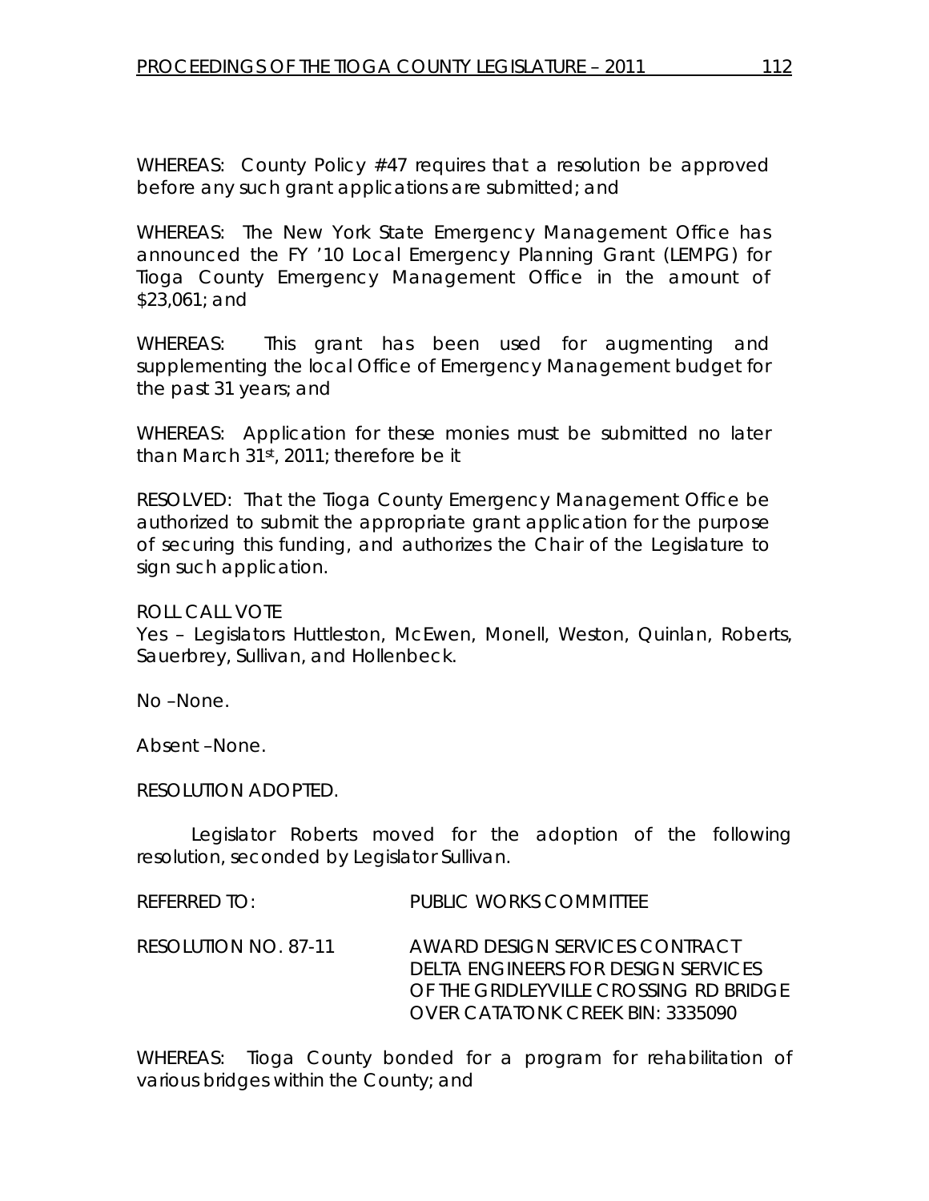WHEREAS: County Policy #47 requires that a resolution be approved before any such grant applications are submitted; and

WHEREAS: The New York State Emergency Management Office has announced the FY '10 Local Emergency Planning Grant (LEMPG) for Tioga County Emergency Management Office in the amount of $23,061; and

WHEREAS: This grant has been used for augmenting and supplementing the local Office of Emergency Management budget for the past 31 years; and

WHEREAS: Application for these monies must be submitted no later than March 31st, 2011; therefore be it

RESOLVED: That the Tioga County Emergency Management Office be authorized to submit the appropriate grant application for the purpose of securing this funding, and authorizes the Chair of the Legislature to sign such application.

ROLL CALL VOTE
Yes – Legislators Huttleston, McEwen, Monell, Weston, Quinlan, Roberts, Sauerbrey, Sullivan, and Hollenbeck.

No –None.

Absent –None.

RESOLUTION ADOPTED.

Legislator Roberts moved for the adoption of the following resolution, seconded by Legislator Sullivan.

REFERRED TO: PUBLIC WORKS COMMITTEE

RESOLUTION NO. 87-11 AWARD DESIGN SERVICES CONTRACT DELTA ENGINEERS FOR DESIGN SERVICES OF THE GRIDLEYVILLE CROSSING RD BRIDGE OVER CATATONK CREEK BIN: 3335090

WHEREAS: Tioga County bonded for a program for rehabilitation of various bridges within the County; and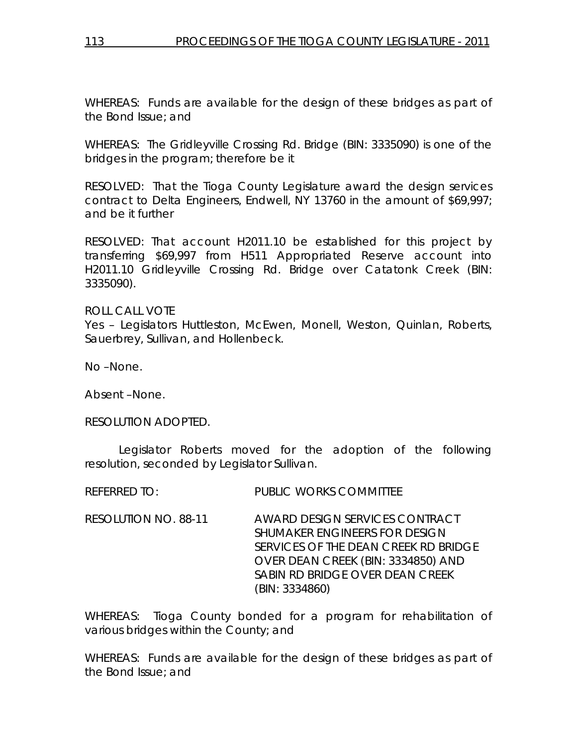WHEREAS: Funds are available for the design of these bridges as part of the Bond Issue; and

WHEREAS: The Gridleyville Crossing Rd. Bridge (BIN: 3335090) is one of the bridges in the program; therefore be it

RESOLVED: That the Tioga County Legislature award the design services contract to Delta Engineers, Endwell, NY 13760 in the amount of $69,997; and be it further

RESOLVED: That account H2011.10 be established for this project by transferring $69,997 from H511 Appropriated Reserve account into H2011.10 Gridleyville Crossing Rd. Bridge over Catatonk Creek (BIN: 3335090).

ROLL CALL VOTE
Yes – Legislators Huttleston, McEwen, Monell, Weston, Quinlan, Roberts, Sauerbrey, Sullivan, and Hollenbeck.

No –None.

Absent –None.

RESOLUTION ADOPTED.

Legislator Roberts moved for the adoption of the following resolution, seconded by Legislator Sullivan.

REFERRED TO: PUBLIC WORKS COMMITTEE

RESOLUTION NO. 88-11 AWARD DESIGN SERVICES CONTRACT SHUMAKER ENGINEERS FOR DESIGN SERVICES OF THE DEAN CREEK RD BRIDGE OVER DEAN CREEK (BIN: 3334850) AND SABIN RD BRIDGE OVER DEAN CREEK (BIN: 3334860)

WHEREAS: Tioga County bonded for a program for rehabilitation of various bridges within the County; and

WHEREAS: Funds are available for the design of these bridges as part of the Bond Issue; and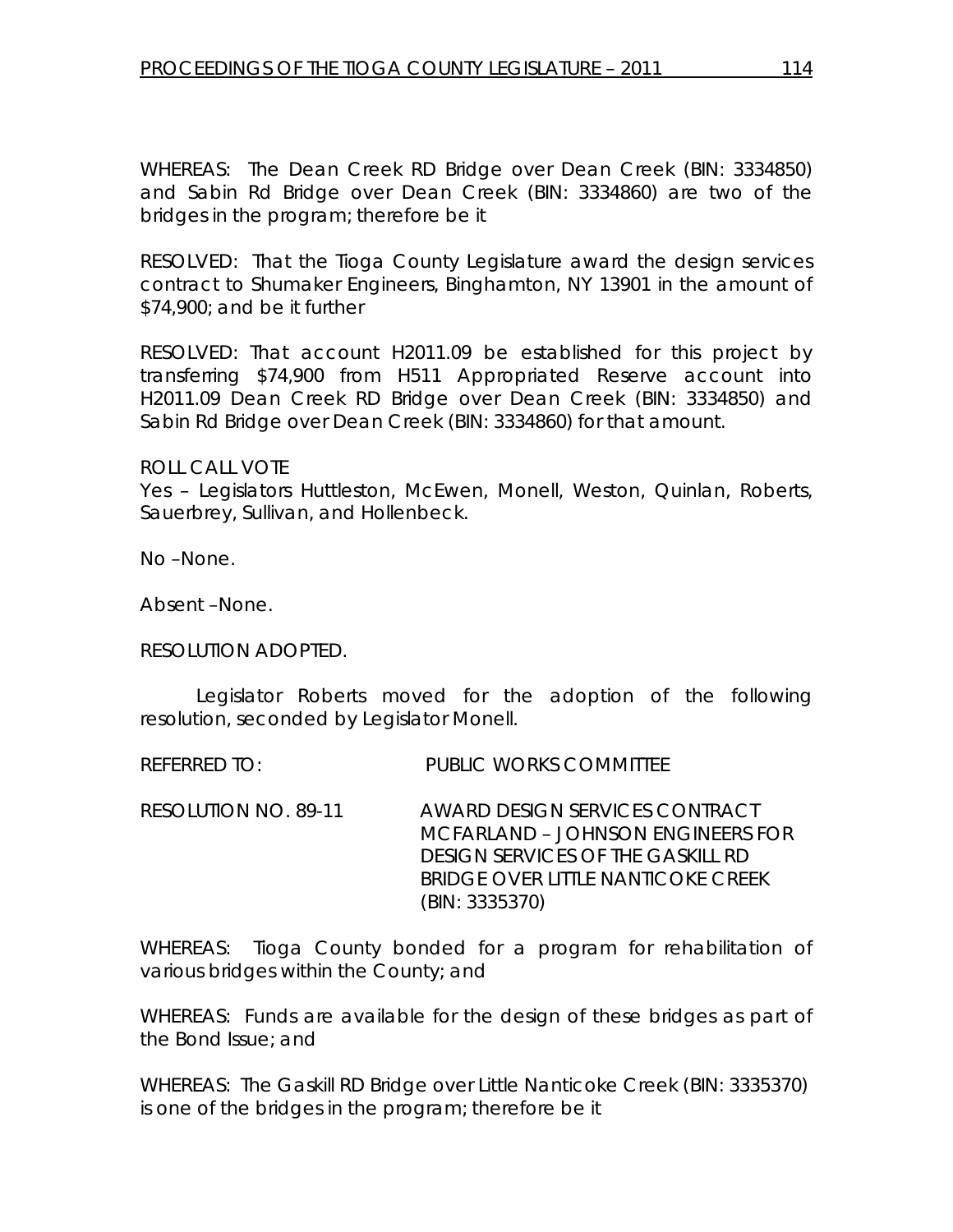WHEREAS: The Dean Creek RD Bridge over Dean Creek (BIN: 3334850) and Sabin Rd Bridge over Dean Creek (BIN: 3334860) are two of the bridges in the program; therefore be it

RESOLVED: That the Tioga County Legislature award the design services contract to Shumaker Engineers, Binghamton, NY 13901 in the amount of $74,900; and be it further

RESOLVED: That account H2011.09 be established for this project by transferring $74,900 from H511 Appropriated Reserve account into H2011.09 Dean Creek RD Bridge over Dean Creek (BIN: 3334850) and Sabin Rd Bridge over Dean Creek (BIN: 3334860) for that amount.

ROLL CALL VOTE
Yes – Legislators Huttleston, McEwen, Monell, Weston, Quinlan, Roberts, Sauerbrey, Sullivan, and Hollenbeck.

No –None.

Absent –None.

RESOLUTION ADOPTED.

Legislator Roberts moved for the adoption of the following resolution, seconded by Legislator Monell.

REFERRED TO: PUBLIC WORKS COMMITTEE

RESOLUTION NO. 89-11 AWARD DESIGN SERVICES CONTRACT MCFARLAND – JOHNSON ENGINEERS FOR DESIGN SERVICES OF THE GASKILL RD BRIDGE OVER LITTLE NANTICOKE CREEK (BIN: 3335370)

WHEREAS: Tioga County bonded for a program for rehabilitation of various bridges within the County; and

WHEREAS: Funds are available for the design of these bridges as part of the Bond Issue; and

WHEREAS: The Gaskill RD Bridge over Little Nanticoke Creek (BIN: 3335370) is one of the bridges in the program; therefore be it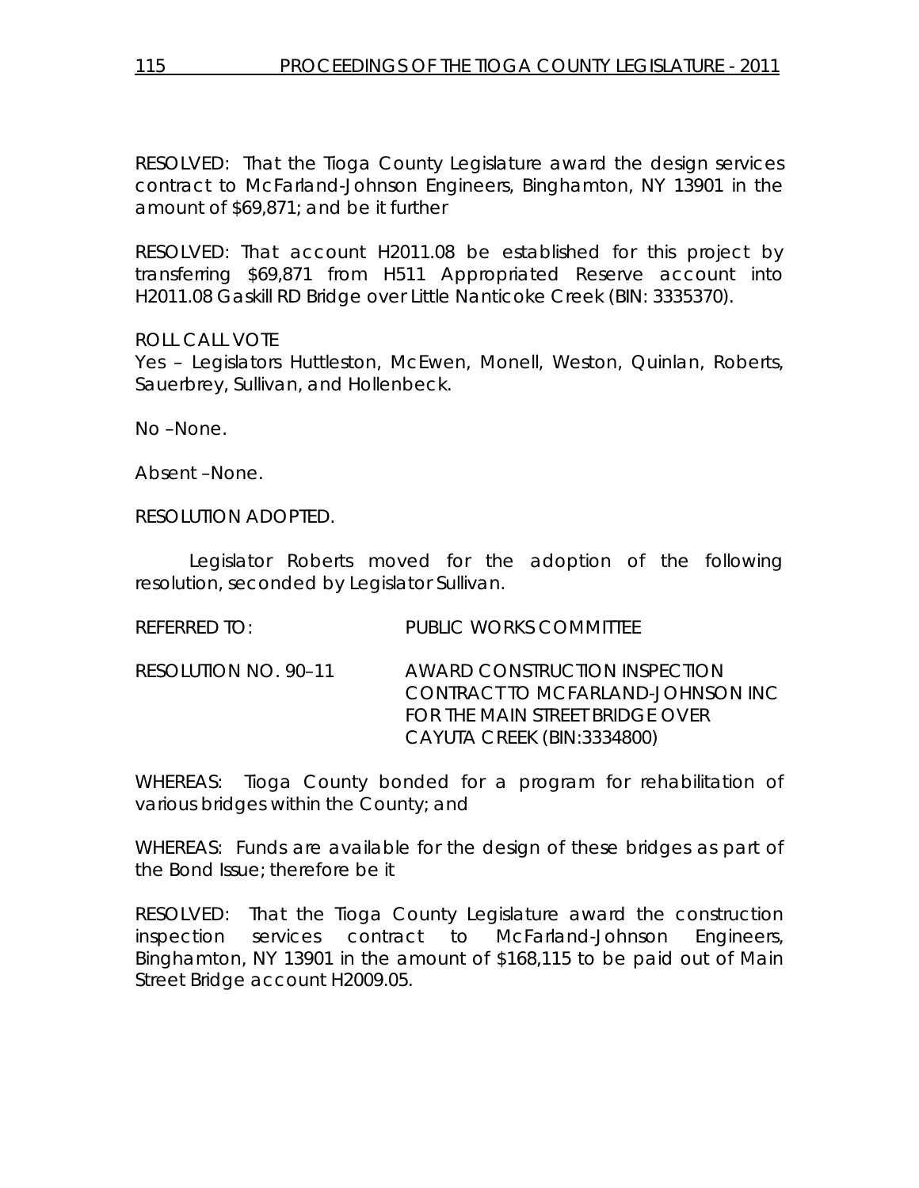RESOLVED: That the Tioga County Legislature award the design services contract to McFarland-Johnson Engineers, Binghamton, NY 13901 in the amount of $69,871; and be it further

RESOLVED: That account H2011.08 be established for this project by transferring $69,871 from H511 Appropriated Reserve account into H2011.08 Gaskill RD Bridge over Little Nanticoke Creek (BIN: 3335370).

ROLL CALL VOTE
Yes – Legislators Huttleston, McEwen, Monell, Weston, Quinlan, Roberts, Sauerbrey, Sullivan, and Hollenbeck.

No –None.

Absent –None.

RESOLUTION ADOPTED.

Legislator Roberts moved for the adoption of the following resolution, seconded by Legislator Sullivan.

REFERRED TO: PUBLIC WORKS COMMITTEE

RESOLUTION NO. 90–11 AWARD CONSTRUCTION INSPECTION CONTRACT TO MCFARLAND-JOHNSON INC FOR THE MAIN STREET BRIDGE OVER CAYUTA CREEK (BIN:3334800)

WHEREAS: Tioga County bonded for a program for rehabilitation of various bridges within the County; and

WHEREAS: Funds are available for the design of these bridges as part of the Bond Issue; therefore be it

RESOLVED: That the Tioga County Legislature award the construction inspection services contract to McFarland-Johnson Engineers, Binghamton, NY 13901 in the amount of $168,115 to be paid out of Main Street Bridge account H2009.05.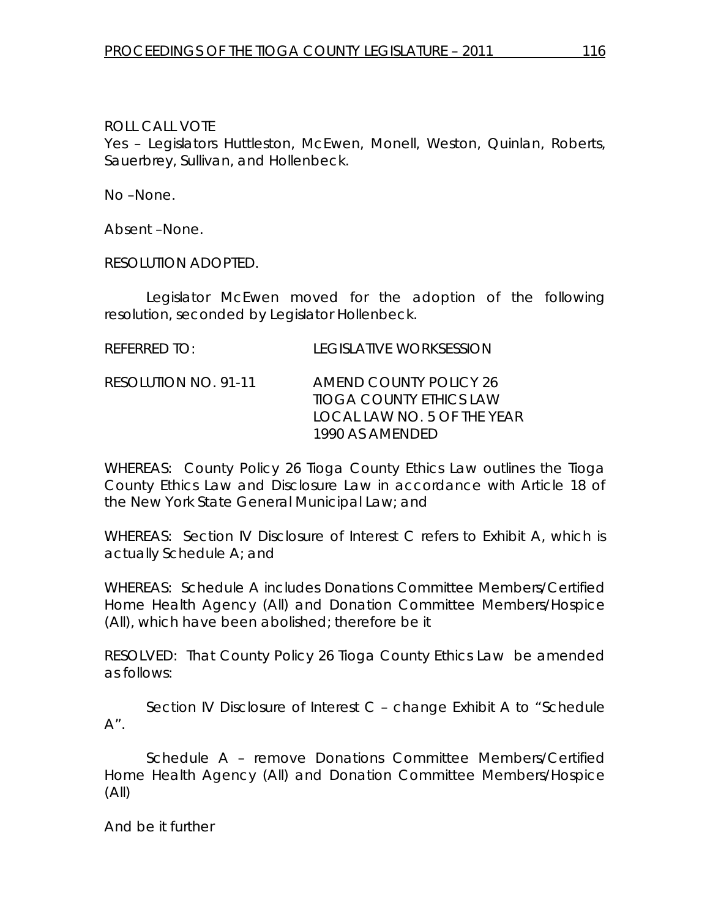ROLL CALL VOTE

Yes – Legislators Huttleston, McEwen, Monell, Weston, Quinlan, Roberts, Sauerbrey, Sullivan, and Hollenbeck.

No –None.

Absent –None.

RESOLUTION ADOPTED.

Legislator McEwen moved for the adoption of the following resolution, seconded by Legislator Hollenbeck.

REFERRED TO: LEGISLATIVE WORKSESSION

RESOLUTION NO. 91-11 AMEND COUNTY POLICY 26 TIOGA COUNTY ETHICS LAW LOCAL LAW NO. 5 OF THE YEAR 1990 AS AMENDED

WHEREAS: County Policy 26 Tioga County Ethics Law outlines the Tioga County Ethics Law and Disclosure Law in accordance with Article 18 of the New York State General Municipal Law; and

WHEREAS: Section IV Disclosure of Interest C refers to Exhibit A, which is actually Schedule A; and

WHEREAS: Schedule A includes Donations Committee Members/Certified Home Health Agency (All) and Donation Committee Members/Hospice (All), which have been abolished; therefore be it

RESOLVED: That County Policy 26 Tioga County Ethics Law be amended as follows:

Section IV Disclosure of Interest C – change Exhibit A to "Schedule A".

Schedule A – remove Donations Committee Members/Certified Home Health Agency (All) and Donation Committee Members/Hospice (All)

And be it further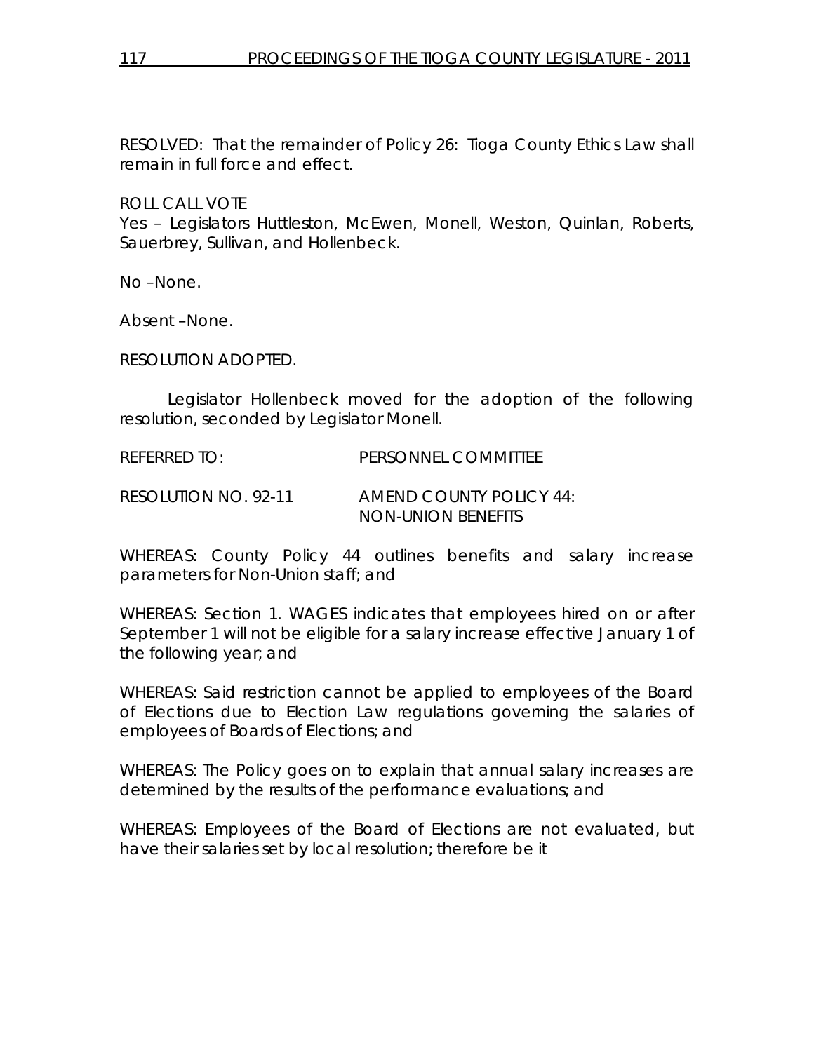RESOLVED: That the remainder of Policy 26: Tioga County Ethics Law shall remain in full force and effect.

ROLL CALL VOTE
Yes – Legislators Huttleston, McEwen, Monell, Weston, Quinlan, Roberts, Sauerbrey, Sullivan, and Hollenbeck.

No –None.

Absent –None.

RESOLUTION ADOPTED.

Legislator Hollenbeck moved for the adoption of the following resolution, seconded by Legislator Monell.

REFERRED TO: PERSONNEL COMMITTEE

RESOLUTION NO. 92-11 AMEND COUNTY POLICY 44: NON-UNION BENEFITS

WHEREAS: County Policy 44 outlines benefits and salary increase parameters for Non-Union staff; and

WHEREAS: Section 1. WAGES indicates that employees hired on or after September 1 will not be eligible for a salary increase effective January 1 of the following year; and

WHEREAS: Said restriction cannot be applied to employees of the Board of Elections due to Election Law regulations governing the salaries of employees of Boards of Elections; and

WHEREAS: The Policy goes on to explain that annual salary increases are determined by the results of the performance evaluations; and

WHEREAS: Employees of the Board of Elections are not evaluated, but have their salaries set by local resolution; therefore be it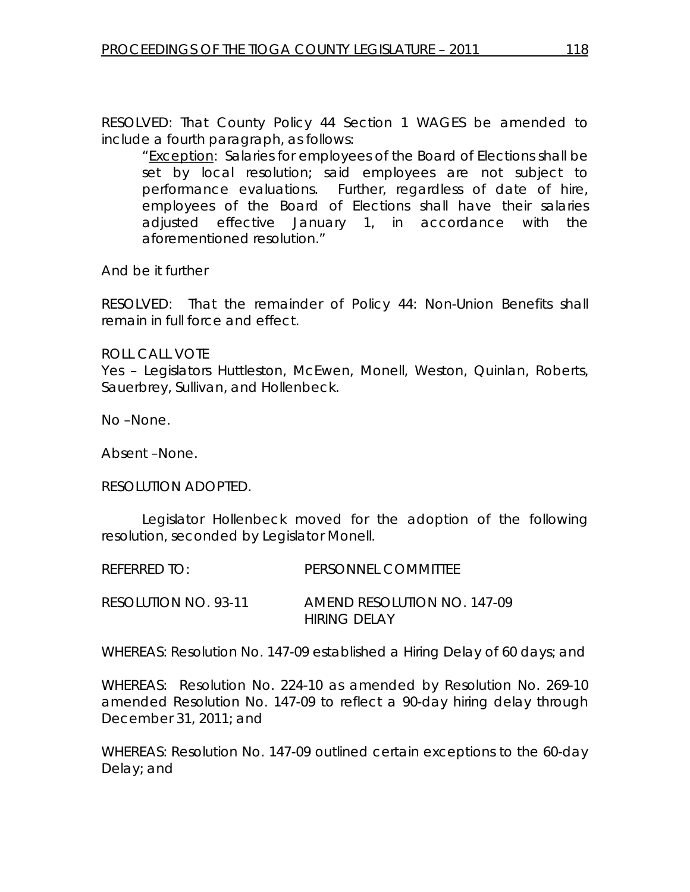RESOLVED: That County Policy 44 Section 1 WAGES be amended to include a fourth paragraph, as follows:

> "Exception: Salaries for employees of the Board of Elections shall be set by local resolution; said employees are not subject to performance evaluations. Further, regardless of date of hire, employees of the Board of Elections shall have their salaries adjusted effective January 1, in accordance with the aforementioned resolution."

And be it further

RESOLVED: That the remainder of Policy 44: Non-Union Benefits shall remain in full force and effect.

ROLL CALL VOTE
Yes – Legislators Huttleston, McEwen, Monell, Weston, Quinlan, Roberts, Sauerbrey, Sullivan, and Hollenbeck.

No –None.

Absent –None.

RESOLUTION ADOPTED.

Legislator Hollenbeck moved for the adoption of the following resolution, seconded by Legislator Monell.

REFERRED TO: PERSONNEL COMMITTEE

RESOLUTION NO. 93-11 AMEND RESOLUTION NO. 147-09 HIRING DELAY

WHEREAS: Resolution No. 147-09 established a Hiring Delay of 60 days; and

WHEREAS: Resolution No. 224-10 as amended by Resolution No. 269-10 amended Resolution No. 147-09 to reflect a 90-day hiring delay through December 31, 2011; and

WHEREAS: Resolution No. 147-09 outlined certain exceptions to the 60-day Delay; and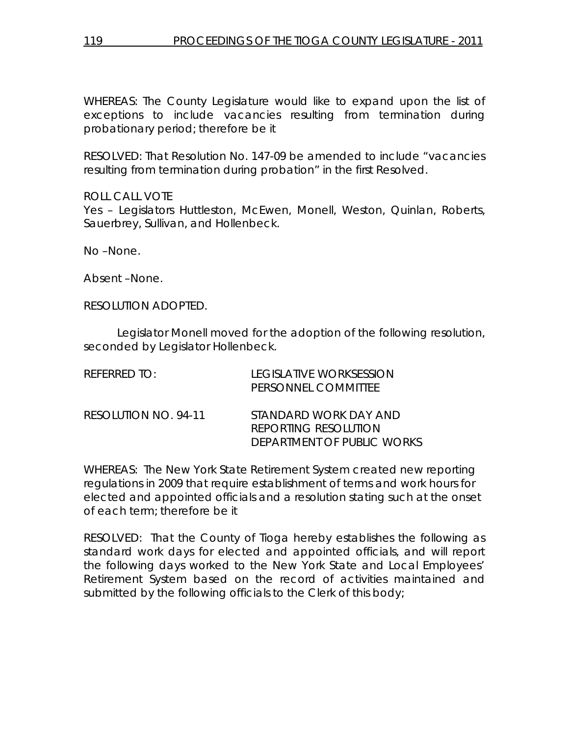WHEREAS: The County Legislature would like to expand upon the list of exceptions to include vacancies resulting from termination during probationary period; therefore be it

RESOLVED: That Resolution No. 147-09 be amended to include "vacancies resulting from termination during probation" in the first Resolved.

ROLL CALL VOTE
Yes – Legislators Huttleston, McEwen, Monell, Weston, Quinlan, Roberts, Sauerbrey, Sullivan, and Hollenbeck.

No –None.

Absent –None.

RESOLUTION ADOPTED.

Legislator Monell moved for the adoption of the following resolution, seconded by Legislator Hollenbeck.

REFERRED TO: LEGISLATIVE WORKSESSION
PERSONNEL COMMITTEE

RESOLUTION NO. 94-11 STANDARD WORK DAY AND
REPORTING RESOLUTION
DEPARTMENT OF PUBLIC WORKS

WHEREAS: The New York State Retirement System created new reporting regulations in 2009 that require establishment of terms and work hours for elected and appointed officials and a resolution stating such at the onset of each term; therefore be it

RESOLVED: That the County of Tioga hereby establishes the following as standard work days for elected and appointed officials, and will report the following days worked to the New York State and Local Employees' Retirement System based on the record of activities maintained and submitted by the following officials to the Clerk of this body;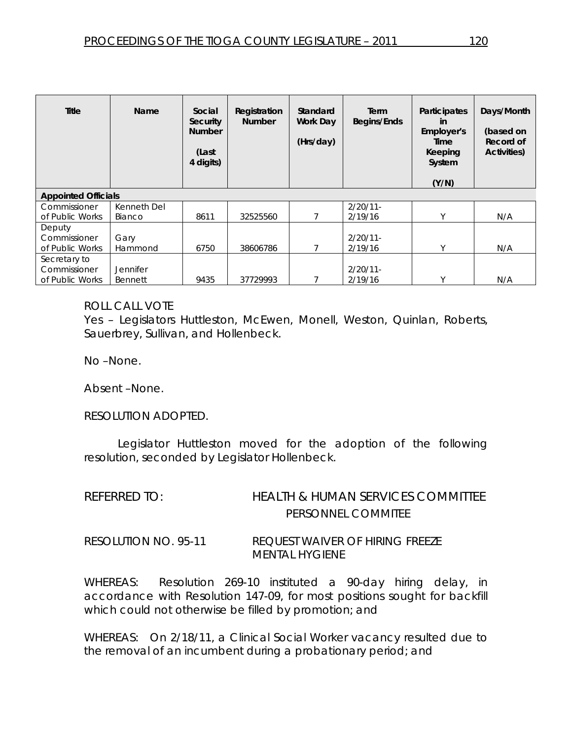| Title | Name | Social Security Number (Last 4 digits) | Registration Number | Standard Work Day (Hrs/day) | Term Begins/Ends | Participates in Employer's Time Keeping System (Y/N) | Days/Month (based on Record of Activities) |
|---|---|---|---|---|---|---|---|
| **Appointed Officials** | | | | | | | |
| Commissioner of Public Works | Kenneth Del Bianco | 8611 | 32525560 | 7 | 2/20/11-2/19/16 | Y | N/A |
| Deputy Commissioner of Public Works | Gary Hammond | 6750 | 38606786 | 7 | 2/20/11-2/19/16 | Y | N/A |
| Secretary to Commissioner of Public Works | Jennifer Bennett | 9435 | 37729993 | 7 | 2/20/11-2/19/16 | Y | N/A |

ROLL CALL VOTE
Yes – Legislators Huttleston, McEwen, Monell, Weston, Quinlan, Roberts, Sauerbrey, Sullivan, and Hollenbeck.

No –None.

Absent –None.

RESOLUTION ADOPTED.

Legislator Huttleston moved for the adoption of the following resolution, seconded by Legislator Hollenbeck.

REFERRED TO: HEALTH & HUMAN SERVICES COMMITTEE
PERSONNEL COMMITEE

RESOLUTION NO. 95-11 REQUEST WAIVER OF HIRING FREEZE
MENTAL HYGIENE

WHEREAS: Resolution 269-10 instituted a 90-day hiring delay, in accordance with Resolution 147-09, for most positions sought for backfill which could not otherwise be filled by promotion; and

WHEREAS: On 2/18/11, a Clinical Social Worker vacancy resulted due to the removal of an incumbent during a probationary period; and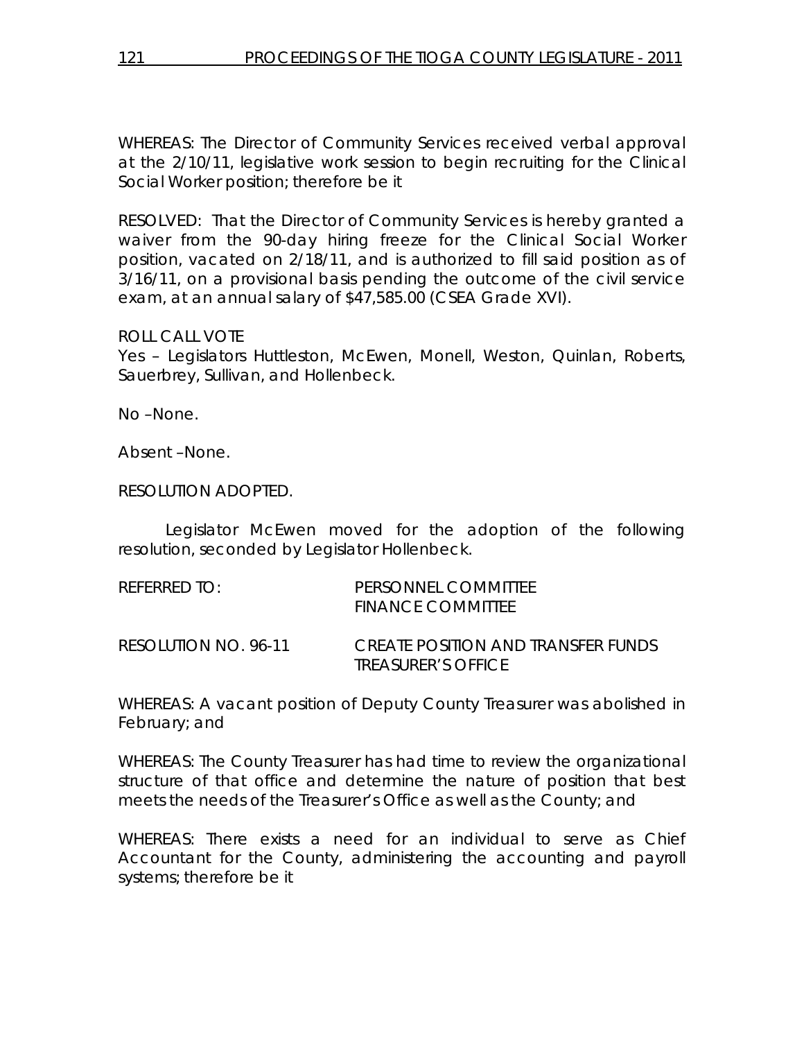WHEREAS: The Director of Community Services received verbal approval at the 2/10/11, legislative work session to begin recruiting for the Clinical Social Worker position; therefore be it

RESOLVED: That the Director of Community Services is hereby granted a waiver from the 90-day hiring freeze for the Clinical Social Worker position, vacated on 2/18/11, and is authorized to fill said position as of 3/16/11, on a provisional basis pending the outcome of the civil service exam, at an annual salary of $47,585.00 (CSEA Grade XVI).

ROLL CALL VOTE
Yes – Legislators Huttleston, McEwen, Monell, Weston, Quinlan, Roberts, Sauerbrey, Sullivan, and Hollenbeck.

No –None.

Absent –None.

RESOLUTION ADOPTED.

Legislator McEwen moved for the adoption of the following resolution, seconded by Legislator Hollenbeck.

REFERRED TO: PERSONNEL COMMITTEE
FINANCE COMMITTEE

RESOLUTION NO. 96-11 CREATE POSITION AND TRANSFER FUNDS
TREASURER'S OFFICE

WHEREAS: A vacant position of Deputy County Treasurer was abolished in February; and

WHEREAS: The County Treasurer has had time to review the organizational structure of that office and determine the nature of position that best meets the needs of the Treasurer's Office as well as the County; and

WHEREAS: There exists a need for an individual to serve as Chief Accountant for the County, administering the accounting and payroll systems; therefore be it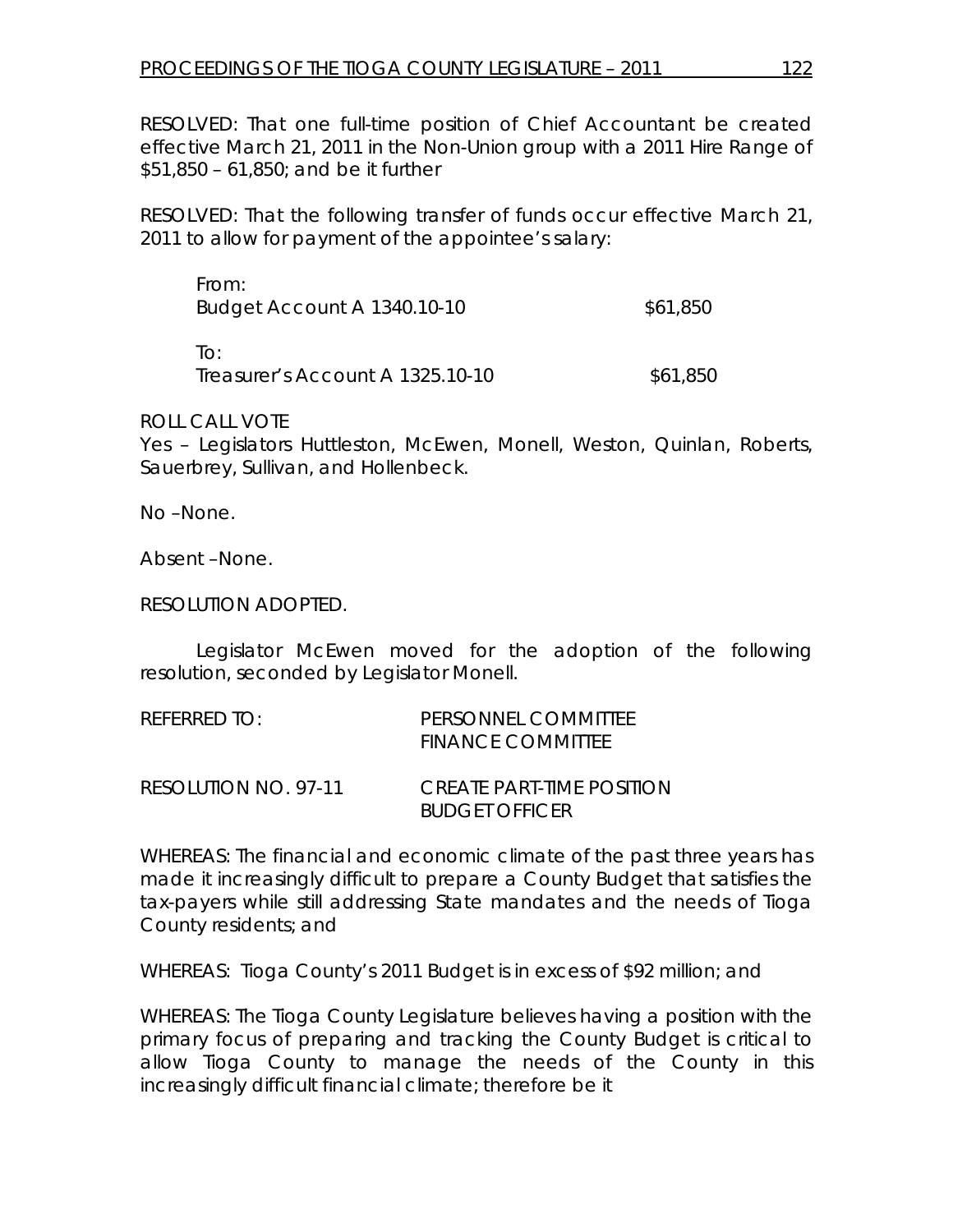RESOLVED: That one full-time position of Chief Accountant be created effective March 21, 2011 in the Non-Union group with a 2011 Hire Range of $51,850 – 61,850; and be it further

RESOLVED: That the following transfer of funds occur effective March 21, 2011 to allow for payment of the appointee's salary:

| | |
|---|---|
| From: | |
| Budget Account A 1340.10-10 | $61,850 |
| To: | |
| Treasurer's Account A 1325.10-10 | $61,850 |

ROLL CALL VOTE
Yes – Legislators Huttleston, McEwen, Monell, Weston, Quinlan, Roberts, Sauerbrey, Sullivan, and Hollenbeck.

No –None.

Absent –None.

RESOLUTION ADOPTED.

Legislator McEwen moved for the adoption of the following resolution, seconded by Legislator Monell.

REFERRED TO: PERSONNEL COMMITTEE
FINANCE COMMITTEE

RESOLUTION NO. 97-11 CREATE PART-TIME POSITION
BUDGET OFFICER

WHEREAS: The financial and economic climate of the past three years has made it increasingly difficult to prepare a County Budget that satisfies the tax-payers while still addressing State mandates and the needs of Tioga County residents; and

WHEREAS: Tioga County's 2011 Budget is in excess of $92 million; and

WHEREAS: The Tioga County Legislature believes having a position with the primary focus of preparing and tracking the County Budget is critical to allow Tioga County to manage the needs of the County in this increasingly difficult financial climate; therefore be it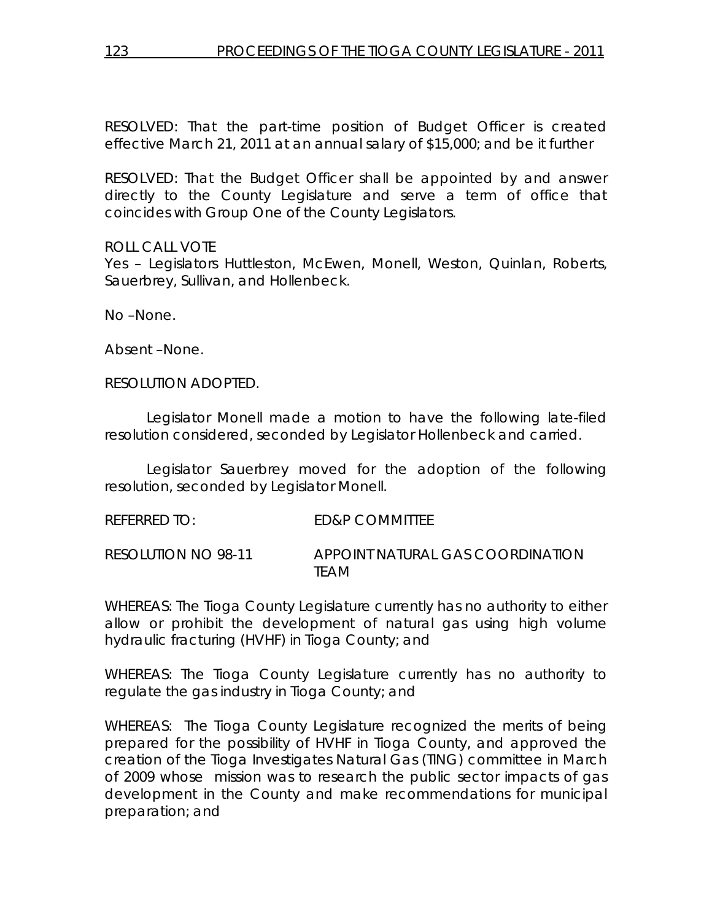RESOLVED: That the part-time position of Budget Officer is created effective March 21, 2011 at an annual salary of $15,000; and be it further

RESOLVED: That the Budget Officer shall be appointed by and answer directly to the County Legislature and serve a term of office that coincides with Group One of the County Legislators.

ROLL CALL VOTE
Yes – Legislators Huttleston, McEwen, Monell, Weston, Quinlan, Roberts, Sauerbrey, Sullivan, and Hollenbeck.

No –None.

Absent –None.

RESOLUTION ADOPTED.

Legislator Monell made a motion to have the following late-filed resolution considered, seconded by Legislator Hollenbeck and carried.

Legislator Sauerbrey moved for the adoption of the following resolution, seconded by Legislator Monell.

REFERRED TO: ED&P COMMITTEE

RESOLUTION NO 98-11 APPOINT NATURAL GAS COORDINATION TEAM

WHEREAS: The Tioga County Legislature currently has no authority to either allow or prohibit the development of natural gas using high volume hydraulic fracturing (HVHF) in Tioga County; and

WHEREAS: The Tioga County Legislature currently has no authority to regulate the gas industry in Tioga County; and

WHEREAS: The Tioga County Legislature recognized the merits of being prepared for the possibility of HVHF in Tioga County, and approved the creation of the Tioga Investigates Natural Gas (TING) committee in March of 2009 whose mission was to research the public sector impacts of gas development in the County and make recommendations for municipal preparation; and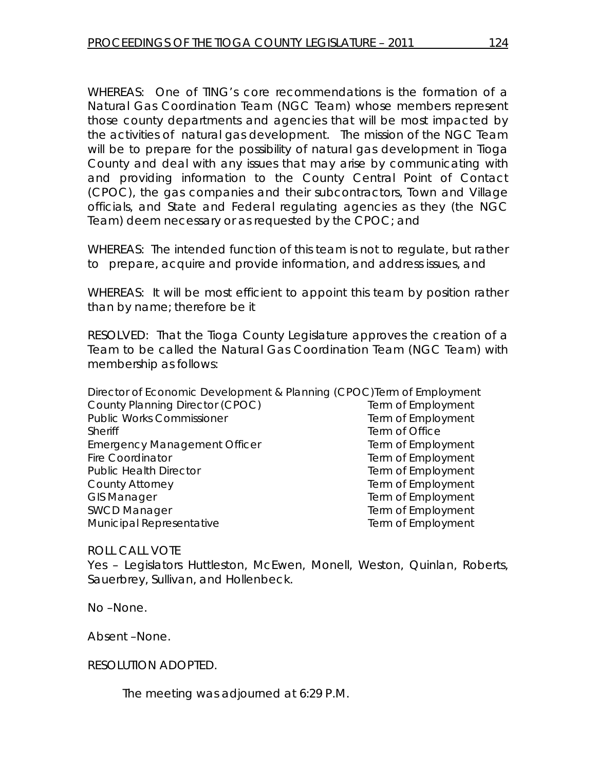WHEREAS: One of TING's core recommendations is the formation of a Natural Gas Coordination Team (NGC Team) whose members represent those county departments and agencies that will be most impacted by the activities of natural gas development. The mission of the NGC Team will be to prepare for the possibility of natural gas development in Tioga County and deal with any issues that may arise by communicating with and providing information to the County Central Point of Contact (CPOC), the gas companies and their subcontractors, Town and Village officials, and State and Federal regulating agencies as they (the NGC Team) deem necessary or as requested by the CPOC; and

WHEREAS: The intended function of this team is not to regulate, but rather to prepare, acquire and provide information, and address issues, and

WHEREAS: It will be most efficient to appoint this team by position rather than by name; therefore be it

RESOLVED: That the Tioga County Legislature approves the creation of a Team to be called the Natural Gas Coordination Team (NGC Team) with membership as follows:

| | |
|---|---|
| Director of Economic Development & Planning (CPOC) | Term of Employment |
| County Planning Director (CPOC) | Term of Employment |
| Public Works Commissioner | Term of Employment |
| Sheriff | Term of Office |
| Emergency Management Officer | Term of Employment |
| Fire Coordinator | Term of Employment |
| Public Health Director | Term of Employment |
| County Attorney | Term of Employment |
| GIS Manager | Term of Employment |
| SWCD Manager | Term of Employment |
| Municipal Representative | Term of Employment |

ROLL CALL VOTE
Yes – Legislators Huttleston, McEwen, Monell, Weston, Quinlan, Roberts, Sauerbrey, Sullivan, and Hollenbeck.

No –None.

Absent –None.

RESOLUTION ADOPTED.

The meeting was adjourned at 6:29 P.M.